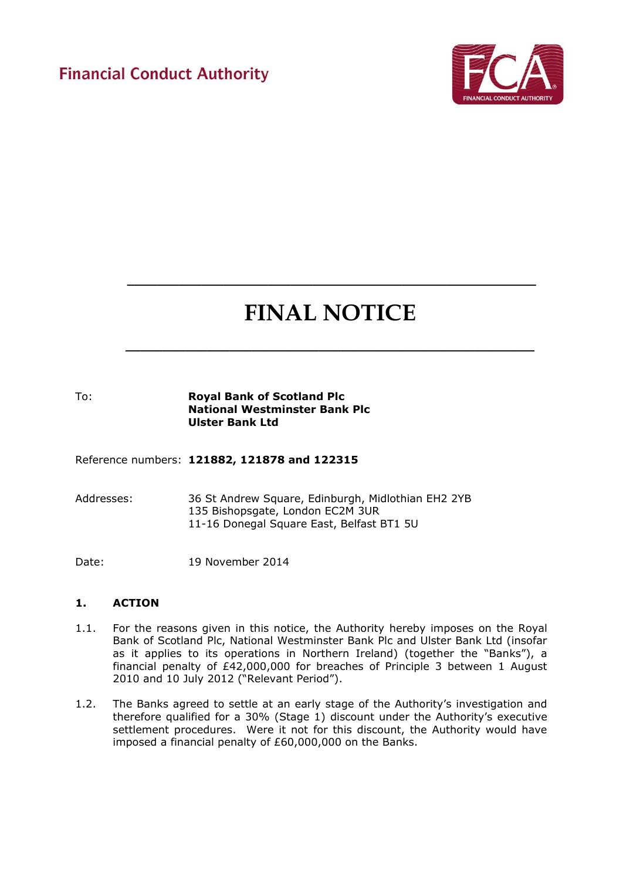Financial Conduct Authority

# FINAL NOTICE

| | |
|---|---|
| To: | **Royal Bank of Scotland Plc** <br> **National Westminster Bank Plc** <br> **Ulster Bank Ltd** |
| Reference numbers: | **121882, 121878 and 122315** |
| Addresses: | 36 St Andrew Square, Edinburgh, Midlothian EH2 2YB <br> 135 Bishopsgate, London EC2M 3UR <br> 11-16 Donegal Square East, Belfast BT1 5U |
| Date: | 19 November 2014 |

## 1. ACTION

1.1. For the reasons given in this notice, the Authority hereby imposes on the Royal Bank of Scotland Plc, National Westminster Bank Plc and Ulster Bank Ltd (insofar as it applies to its operations in Northern Ireland) (together the "Banks"), a financial penalty of £42,000,000 for breaches of Principle 3 between 1 August 2010 and 10 July 2012 ("Relevant Period").

1.2. The Banks agreed to settle at an early stage of the Authority's investigation and therefore qualified for a 30% (Stage 1) discount under the Authority's executive settlement procedures. Were it not for this discount, the Authority would have imposed a financial penalty of £60,000,000 on the Banks.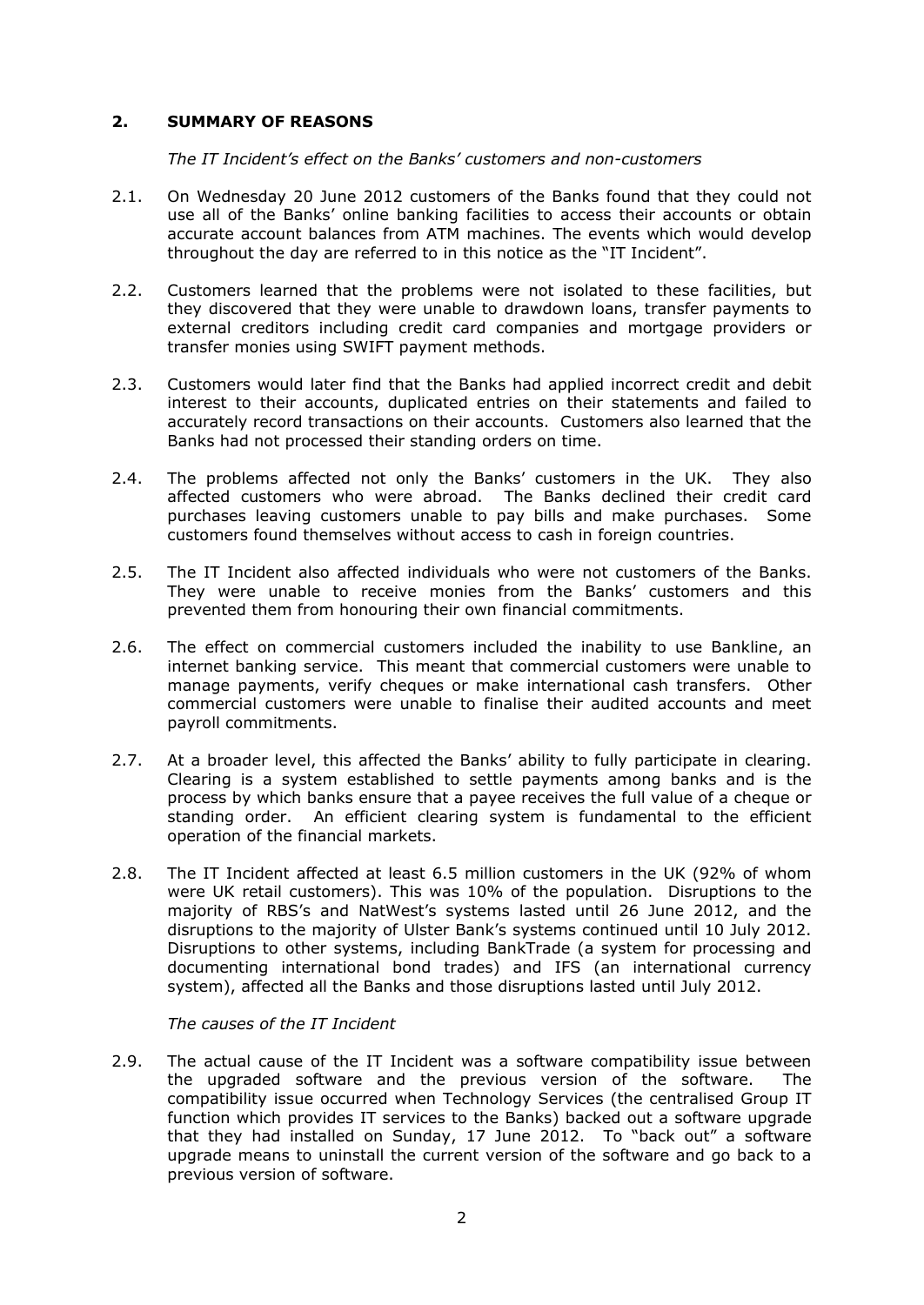## 2. SUMMARY OF REASONS

*The IT Incident's effect on the Banks' customers and non-customers*

2.1. On Wednesday 20 June 2012 customers of the Banks found that they could not use all of the Banks' online banking facilities to access their accounts or obtain accurate account balances from ATM machines. The events which would develop throughout the day are referred to in this notice as the "IT Incident".

2.2. Customers learned that the problems were not isolated to these facilities, but they discovered that they were unable to drawdown loans, transfer payments to external creditors including credit card companies and mortgage providers or transfer monies using SWIFT payment methods.

2.3. Customers would later find that the Banks had applied incorrect credit and debit interest to their accounts, duplicated entries on their statements and failed to accurately record transactions on their accounts. Customers also learned that the Banks had not processed their standing orders on time.

2.4. The problems affected not only the Banks' customers in the UK. They also affected customers who were abroad. The Banks declined their credit card purchases leaving customers unable to pay bills and make purchases. Some customers found themselves without access to cash in foreign countries.

2.5. The IT Incident also affected individuals who were not customers of the Banks. They were unable to receive monies from the Banks' customers and this prevented them from honouring their own financial commitments.

2.6. The effect on commercial customers included the inability to use Bankline, an internet banking service. This meant that commercial customers were unable to manage payments, verify cheques or make international cash transfers. Other commercial customers were unable to finalise their audited accounts and meet payroll commitments.

2.7. At a broader level, this affected the Banks' ability to fully participate in clearing. Clearing is a system established to settle payments among banks and is the process by which banks ensure that a payee receives the full value of a cheque or standing order. An efficient clearing system is fundamental to the efficient operation of the financial markets.

2.8. The IT Incident affected at least 6.5 million customers in the UK (92% of whom were UK retail customers). This was 10% of the population. Disruptions to the majority of RBS's and NatWest's systems lasted until 26 June 2012, and the disruptions to the majority of Ulster Bank's systems continued until 10 July 2012. Disruptions to other systems, including BankTrade (a system for processing and documenting international bond trades) and IFS (an international currency system), affected all the Banks and those disruptions lasted until July 2012.

*The causes of the IT Incident*

2.9. The actual cause of the IT Incident was a software compatibility issue between the upgraded software and the previous version of the software. The compatibility issue occurred when Technology Services (the centralised Group IT function which provides IT services to the Banks) backed out a software upgrade that they had installed on Sunday, 17 June 2012. To "back out" a software upgrade means to uninstall the current version of the software and go back to a previous version of software.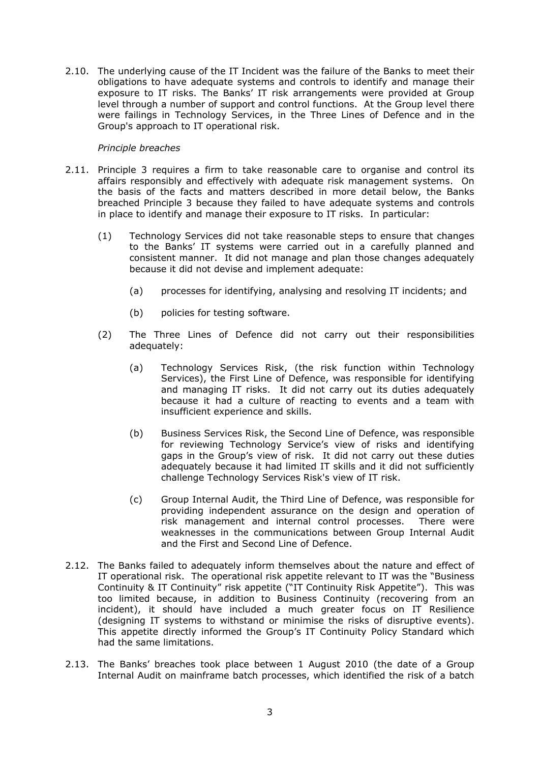2.10. The underlying cause of the IT Incident was the failure of the Banks to meet their obligations to have adequate systems and controls to identify and manage their exposure to IT risks. The Banks' IT risk arrangements were provided at Group level through a number of support and control functions. At the Group level there were failings in Technology Services, in the Three Lines of Defence and in the Group's approach to IT operational risk.

*Principle breaches*

2.11. Principle 3 requires a firm to take reasonable care to organise and control its affairs responsibly and effectively with adequate risk management systems. On the basis of the facts and matters described in more detail below, the Banks breached Principle 3 because they failed to have adequate systems and controls in place to identify and manage their exposure to IT risks. In particular:

(1) Technology Services did not take reasonable steps to ensure that changes to the Banks' IT systems were carried out in a carefully planned and consistent manner. It did not manage and plan those changes adequately because it did not devise and implement adequate:

(a) processes for identifying, analysing and resolving IT incidents; and

(b) policies for testing software.

(2) The Three Lines of Defence did not carry out their responsibilities adequately:

(a) Technology Services Risk, (the risk function within Technology Services), the First Line of Defence, was responsible for identifying and managing IT risks. It did not carry out its duties adequately because it had a culture of reacting to events and a team with insufficient experience and skills.

(b) Business Services Risk, the Second Line of Defence, was responsible for reviewing Technology Service's view of risks and identifying gaps in the Group's view of risk. It did not carry out these duties adequately because it had limited IT skills and it did not sufficiently challenge Technology Services Risk's view of IT risk.

(c) Group Internal Audit, the Third Line of Defence, was responsible for providing independent assurance on the design and operation of risk management and internal control processes. There were weaknesses in the communications between Group Internal Audit and the First and Second Line of Defence.

2.12. The Banks failed to adequately inform themselves about the nature and effect of IT operational risk. The operational risk appetite relevant to IT was the "Business Continuity & IT Continuity" risk appetite ("IT Continuity Risk Appetite"). This was too limited because, in addition to Business Continuity (recovering from an incident), it should have included a much greater focus on IT Resilience (designing IT systems to withstand or minimise the risks of disruptive events). This appetite directly informed the Group's IT Continuity Policy Standard which had the same limitations.

2.13. The Banks' breaches took place between 1 August 2010 (the date of a Group Internal Audit on mainframe batch processes, which identified the risk of a batch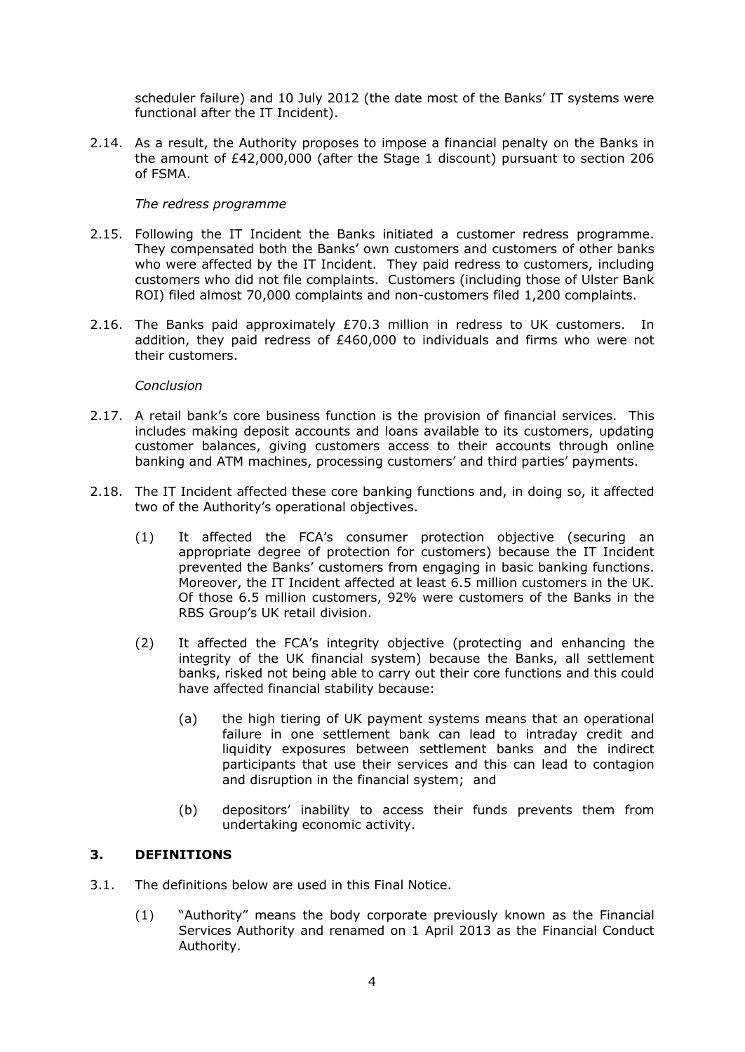scheduler failure) and 10 July 2012 (the date most of the Banks' IT systems were functional after the IT Incident).

2.14. As a result, the Authority proposes to impose a financial penalty on the Banks in the amount of £42,000,000 (after the Stage 1 discount) pursuant to section 206 of FSMA.

*The redress programme*

2.15. Following the IT Incident the Banks initiated a customer redress programme. They compensated both the Banks' own customers and customers of other banks who were affected by the IT Incident. They paid redress to customers, including customers who did not file complaints. Customers (including those of Ulster Bank ROI) filed almost 70,000 complaints and non-customers filed 1,200 complaints.

2.16. The Banks paid approximately £70.3 million in redress to UK customers. In addition, they paid redress of £460,000 to individuals and firms who were not their customers.

*Conclusion*

2.17. A retail bank's core business function is the provision of financial services. This includes making deposit accounts and loans available to its customers, updating customer balances, giving customers access to their accounts through online banking and ATM machines, processing customers' and third parties' payments.

2.18. The IT Incident affected these core banking functions and, in doing so, it affected two of the Authority's operational objectives.

(1) It affected the FCA's consumer protection objective (securing an appropriate degree of protection for customers) because the IT Incident prevented the Banks' customers from engaging in basic banking functions. Moreover, the IT Incident affected at least 6.5 million customers in the UK. Of those 6.5 million customers, 92% were customers of the Banks in the RBS Group's UK retail division.

(2) It affected the FCA's integrity objective (protecting and enhancing the integrity of the UK financial system) because the Banks, all settlement banks, risked not being able to carry out their core functions and this could have affected financial stability because:

(a) the high tiering of UK payment systems means that an operational failure in one settlement bank can lead to intraday credit and liquidity exposures between settlement banks and the indirect participants that use their services and this can lead to contagion and disruption in the financial system; and

(b) depositors' inability to access their funds prevents them from undertaking economic activity.

## 3. DEFINITIONS

3.1. The definitions below are used in this Final Notice.

(1) "Authority" means the body corporate previously known as the Financial Services Authority and renamed on 1 April 2013 as the Financial Conduct Authority.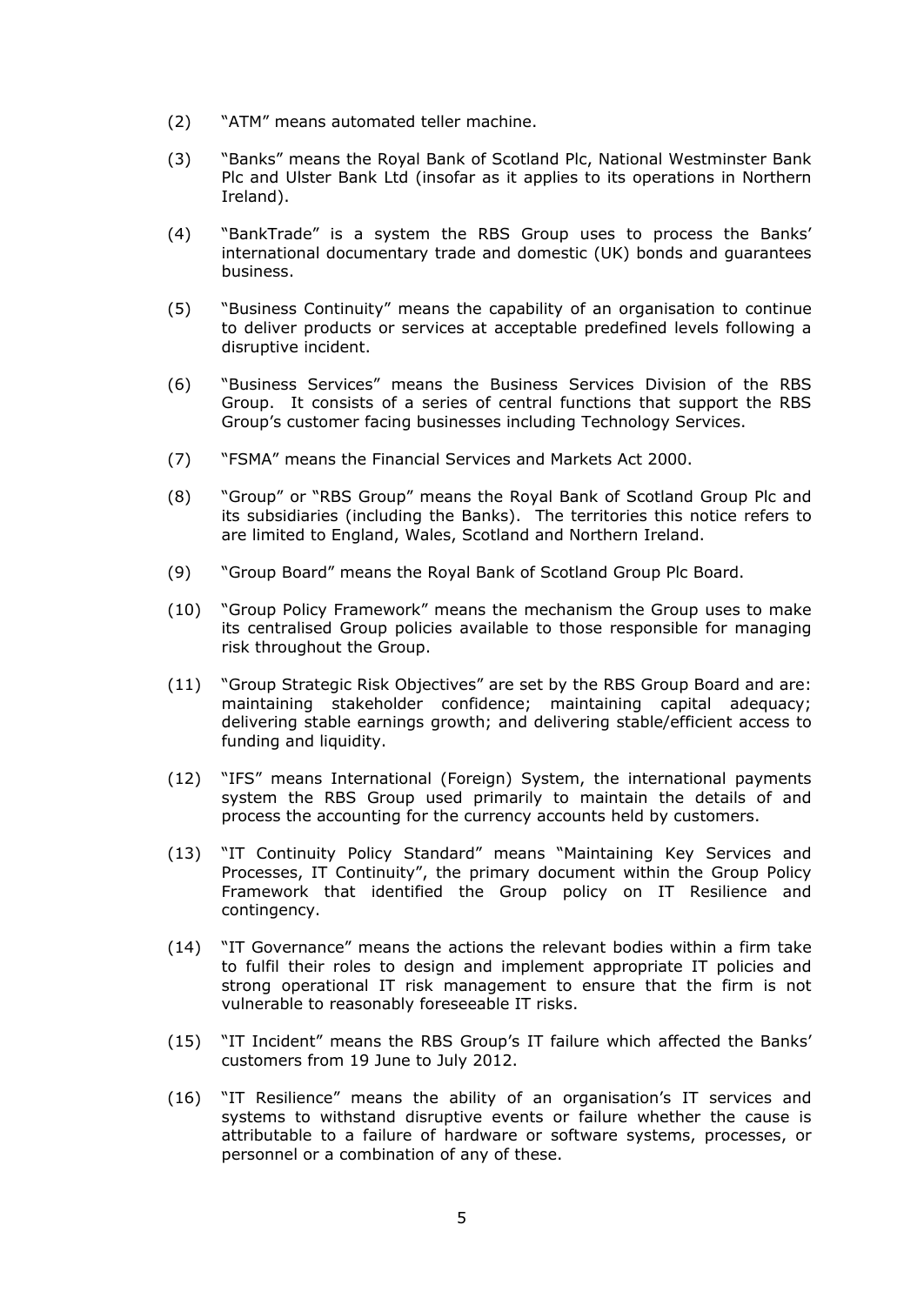(2) "ATM" means automated teller machine.

(3) "Banks" means the Royal Bank of Scotland Plc, National Westminster Bank Plc and Ulster Bank Ltd (insofar as it applies to its operations in Northern Ireland).

(4) "BankTrade" is a system the RBS Group uses to process the Banks' international documentary trade and domestic (UK) bonds and guarantees business.

(5) "Business Continuity" means the capability of an organisation to continue to deliver products or services at acceptable predefined levels following a disruptive incident.

(6) "Business Services" means the Business Services Division of the RBS Group. It consists of a series of central functions that support the RBS Group's customer facing businesses including Technology Services.

(7) "FSMA" means the Financial Services and Markets Act 2000.

(8) "Group" or "RBS Group" means the Royal Bank of Scotland Group Plc and its subsidiaries (including the Banks). The territories this notice refers to are limited to England, Wales, Scotland and Northern Ireland.

(9) "Group Board" means the Royal Bank of Scotland Group Plc Board.

(10) "Group Policy Framework" means the mechanism the Group uses to make its centralised Group policies available to those responsible for managing risk throughout the Group.

(11) "Group Strategic Risk Objectives" are set by the RBS Group Board and are: maintaining stakeholder confidence; maintaining capital adequacy; delivering stable earnings growth; and delivering stable/efficient access to funding and liquidity.

(12) "IFS" means International (Foreign) System, the international payments system the RBS Group used primarily to maintain the details of and process the accounting for the currency accounts held by customers.

(13) "IT Continuity Policy Standard" means "Maintaining Key Services and Processes, IT Continuity", the primary document within the Group Policy Framework that identified the Group policy on IT Resilience and contingency.

(14) "IT Governance" means the actions the relevant bodies within a firm take to fulfil their roles to design and implement appropriate IT policies and strong operational IT risk management to ensure that the firm is not vulnerable to reasonably foreseeable IT risks.

(15) "IT Incident" means the RBS Group's IT failure which affected the Banks' customers from 19 June to July 2012.

(16) "IT Resilience" means the ability of an organisation's IT services and systems to withstand disruptive events or failure whether the cause is attributable to a failure of hardware or software systems, processes, or personnel or a combination of any of these.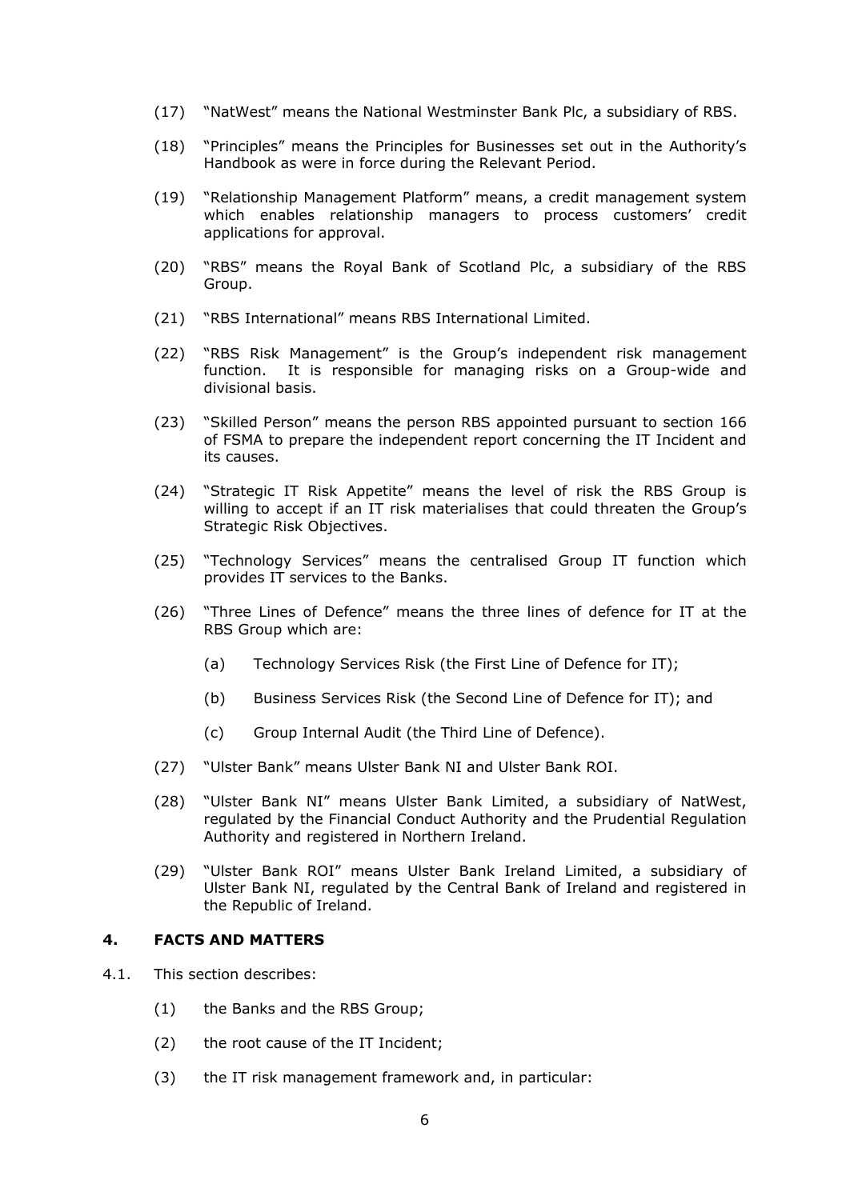(17) "NatWest" means the National Westminster Bank Plc, a subsidiary of RBS.

(18) "Principles" means the Principles for Businesses set out in the Authority's Handbook as were in force during the Relevant Period.

(19) "Relationship Management Platform" means, a credit management system which enables relationship managers to process customers' credit applications for approval.

(20) "RBS" means the Royal Bank of Scotland Plc, a subsidiary of the RBS Group.

(21) "RBS International" means RBS International Limited.

(22) "RBS Risk Management" is the Group's independent risk management function. It is responsible for managing risks on a Group-wide and divisional basis.

(23) "Skilled Person" means the person RBS appointed pursuant to section 166 of FSMA to prepare the independent report concerning the IT Incident and its causes.

(24) "Strategic IT Risk Appetite" means the level of risk the RBS Group is willing to accept if an IT risk materialises that could threaten the Group's Strategic Risk Objectives.

(25) "Technology Services" means the centralised Group IT function which provides IT services to the Banks.

(26) "Three Lines of Defence" means the three lines of defence for IT at the RBS Group which are:

   (a) Technology Services Risk (the First Line of Defence for IT);

   (b) Business Services Risk (the Second Line of Defence for IT); and

   (c) Group Internal Audit (the Third Line of Defence).

(27) "Ulster Bank" means Ulster Bank NI and Ulster Bank ROI.

(28) "Ulster Bank NI" means Ulster Bank Limited, a subsidiary of NatWest, regulated by the Financial Conduct Authority and the Prudential Regulation Authority and registered in Northern Ireland.

(29) "Ulster Bank ROI" means Ulster Bank Ireland Limited, a subsidiary of Ulster Bank NI, regulated by the Central Bank of Ireland and registered in the Republic of Ireland.

## 4. FACTS AND MATTERS

4.1. This section describes:

   (1) the Banks and the RBS Group;

   (2) the root cause of the IT Incident;

   (3) the IT risk management framework and, in particular: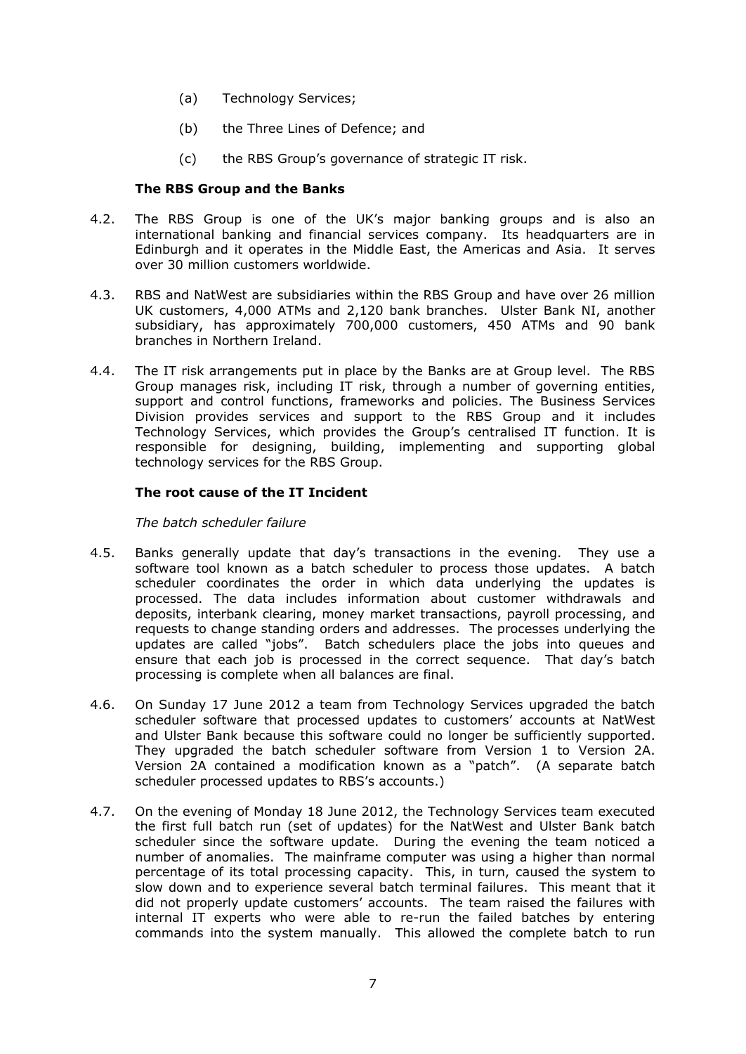(a) Technology Services;

(b) the Three Lines of Defence; and

(c) the RBS Group's governance of strategic IT risk.

### The RBS Group and the Banks

4.2. The RBS Group is one of the UK's major banking groups and is also an international banking and financial services company. Its headquarters are in Edinburgh and it operates in the Middle East, the Americas and Asia. It serves over 30 million customers worldwide.

4.3. RBS and NatWest are subsidiaries within the RBS Group and have over 26 million UK customers, 4,000 ATMs and 2,120 bank branches. Ulster Bank NI, another subsidiary, has approximately 700,000 customers, 450 ATMs and 90 bank branches in Northern Ireland.

4.4. The IT risk arrangements put in place by the Banks are at Group level. The RBS Group manages risk, including IT risk, through a number of governing entities, support and control functions, frameworks and policies. The Business Services Division provides services and support to the RBS Group and it includes Technology Services, which provides the Group's centralised IT function. It is responsible for designing, building, implementing and supporting global technology services for the RBS Group.

### The root cause of the IT Incident

*The batch scheduler failure*

4.5. Banks generally update that day's transactions in the evening. They use a software tool known as a batch scheduler to process those updates. A batch scheduler coordinates the order in which data underlying the updates is processed. The data includes information about customer withdrawals and deposits, interbank clearing, money market transactions, payroll processing, and requests to change standing orders and addresses. The processes underlying the updates are called "jobs". Batch schedulers place the jobs into queues and ensure that each job is processed in the correct sequence. That day's batch processing is complete when all balances are final.

4.6. On Sunday 17 June 2012 a team from Technology Services upgraded the batch scheduler software that processed updates to customers' accounts at NatWest and Ulster Bank because this software could no longer be sufficiently supported. They upgraded the batch scheduler software from Version 1 to Version 2A. Version 2A contained a modification known as a "patch". (A separate batch scheduler processed updates to RBS's accounts.)

4.7. On the evening of Monday 18 June 2012, the Technology Services team executed the first full batch run (set of updates) for the NatWest and Ulster Bank batch scheduler since the software update. During the evening the team noticed a number of anomalies. The mainframe computer was using a higher than normal percentage of its total processing capacity. This, in turn, caused the system to slow down and to experience several batch terminal failures. This meant that it did not properly update customers' accounts. The team raised the failures with internal IT experts who were able to re-run the failed batches by entering commands into the system manually. This allowed the complete batch to run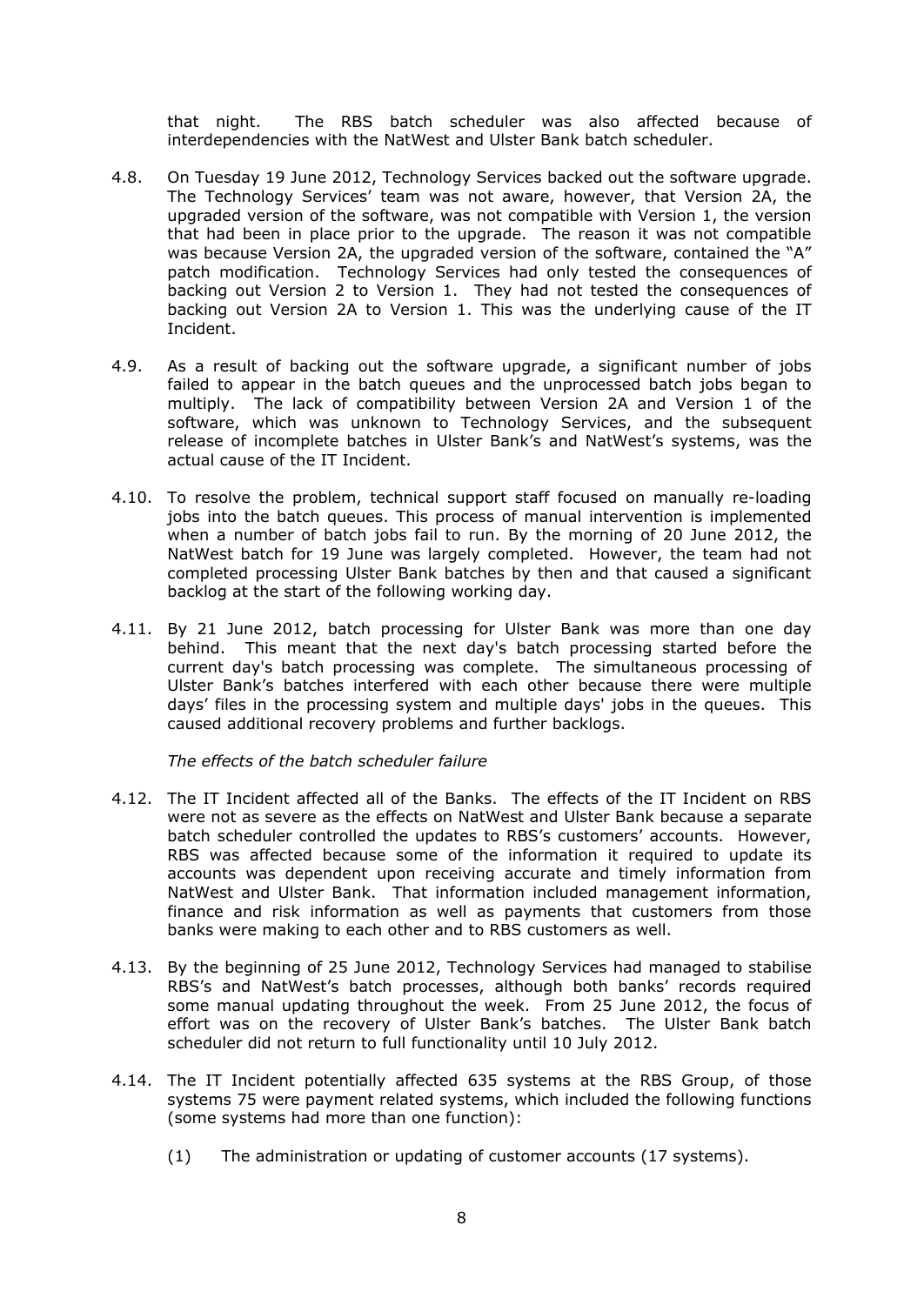that night. The RBS batch scheduler was also affected because of interdependencies with the NatWest and Ulster Bank batch scheduler.

4.8. On Tuesday 19 June 2012, Technology Services backed out the software upgrade. The Technology Services' team was not aware, however, that Version 2A, the upgraded version of the software, was not compatible with Version 1, the version that had been in place prior to the upgrade. The reason it was not compatible was because Version 2A, the upgraded version of the software, contained the "A" patch modification. Technology Services had only tested the consequences of backing out Version 2 to Version 1. They had not tested the consequences of backing out Version 2A to Version 1. This was the underlying cause of the IT Incident.

4.9. As a result of backing out the software upgrade, a significant number of jobs failed to appear in the batch queues and the unprocessed batch jobs began to multiply. The lack of compatibility between Version 2A and Version 1 of the software, which was unknown to Technology Services, and the subsequent release of incomplete batches in Ulster Bank's and NatWest's systems, was the actual cause of the IT Incident.

4.10. To resolve the problem, technical support staff focused on manually re-loading jobs into the batch queues. This process of manual intervention is implemented when a number of batch jobs fail to run. By the morning of 20 June 2012, the NatWest batch for 19 June was largely completed. However, the team had not completed processing Ulster Bank batches by then and that caused a significant backlog at the start of the following working day.

4.11. By 21 June 2012, batch processing for Ulster Bank was more than one day behind. This meant that the next day's batch processing started before the current day's batch processing was complete. The simultaneous processing of Ulster Bank's batches interfered with each other because there were multiple days' files in the processing system and multiple days' jobs in the queues. This caused additional recovery problems and further backlogs.

*The effects of the batch scheduler failure*

4.12. The IT Incident affected all of the Banks. The effects of the IT Incident on RBS were not as severe as the effects on NatWest and Ulster Bank because a separate batch scheduler controlled the updates to RBS's customers' accounts. However, RBS was affected because some of the information it required to update its accounts was dependent upon receiving accurate and timely information from NatWest and Ulster Bank. That information included management information, finance and risk information as well as payments that customers from those banks were making to each other and to RBS customers as well.

4.13. By the beginning of 25 June 2012, Technology Services had managed to stabilise RBS's and NatWest's batch processes, although both banks' records required some manual updating throughout the week. From 25 June 2012, the focus of effort was on the recovery of Ulster Bank's batches. The Ulster Bank batch scheduler did not return to full functionality until 10 July 2012.

4.14. The IT Incident potentially affected 635 systems at the RBS Group, of those systems 75 were payment related systems, which included the following functions (some systems had more than one function):

(1) The administration or updating of customer accounts (17 systems).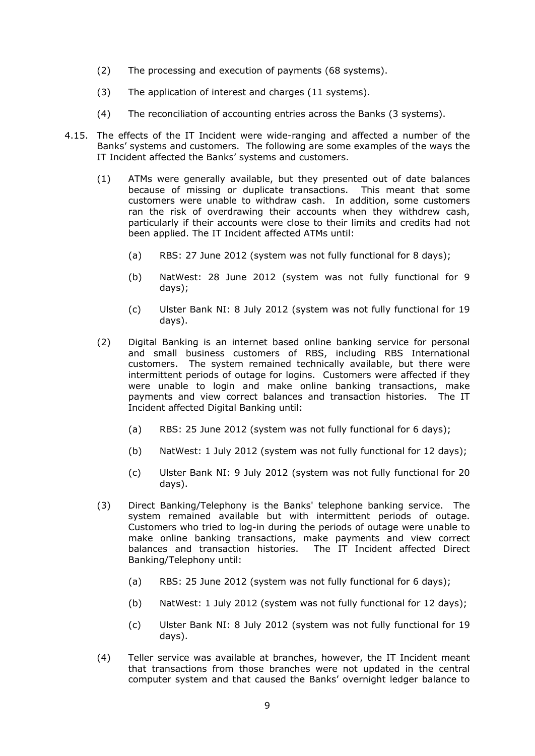(2) The processing and execution of payments (68 systems).

(3) The application of interest and charges (11 systems).

(4) The reconciliation of accounting entries across the Banks (3 systems).

4.15. The effects of the IT Incident were wide-ranging and affected a number of the Banks' systems and customers. The following are some examples of the ways the IT Incident affected the Banks' systems and customers.

(1) ATMs were generally available, but they presented out of date balances because of missing or duplicate transactions. This meant that some customers were unable to withdraw cash. In addition, some customers ran the risk of overdrawing their accounts when they withdrew cash, particularly if their accounts were close to their limits and credits had not been applied. The IT Incident affected ATMs until:

(a) RBS: 27 June 2012 (system was not fully functional for 8 days);

(b) NatWest: 28 June 2012 (system was not fully functional for 9 days);

(c) Ulster Bank NI: 8 July 2012 (system was not fully functional for 19 days).

(2) Digital Banking is an internet based online banking service for personal and small business customers of RBS, including RBS International customers. The system remained technically available, but there were intermittent periods of outage for logins. Customers were affected if they were unable to login and make online banking transactions, make payments and view correct balances and transaction histories. The IT Incident affected Digital Banking until:

(a) RBS: 25 June 2012 (system was not fully functional for 6 days);

(b) NatWest: 1 July 2012 (system was not fully functional for 12 days);

(c) Ulster Bank NI: 9 July 2012 (system was not fully functional for 20 days).

(3) Direct Banking/Telephony is the Banks' telephone banking service. The system remained available but with intermittent periods of outage. Customers who tried to log-in during the periods of outage were unable to make online banking transactions, make payments and view correct balances and transaction histories. The IT Incident affected Direct Banking/Telephony until:

(a) RBS: 25 June 2012 (system was not fully functional for 6 days);

(b) NatWest: 1 July 2012 (system was not fully functional for 12 days);

(c) Ulster Bank NI: 8 July 2012 (system was not fully functional for 19 days).

(4) Teller service was available at branches, however, the IT Incident meant that transactions from those branches were not updated in the central computer system and that caused the Banks' overnight ledger balance to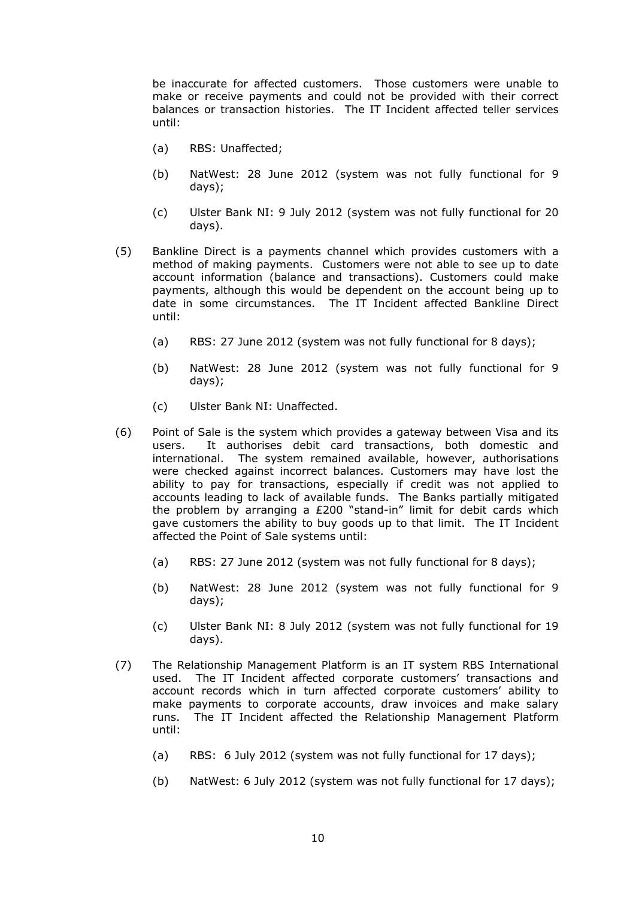be inaccurate for affected customers. Those customers were unable to make or receive payments and could not be provided with their correct balances or transaction histories. The IT Incident affected teller services until:

(a) RBS: Unaffected;

(b) NatWest: 28 June 2012 (system was not fully functional for 9 days);

(c) Ulster Bank NI: 9 July 2012 (system was not fully functional for 20 days).

(5) Bankline Direct is a payments channel which provides customers with a method of making payments. Customers were not able to see up to date account information (balance and transactions). Customers could make payments, although this would be dependent on the account being up to date in some circumstances. The IT Incident affected Bankline Direct until:

(a) RBS: 27 June 2012 (system was not fully functional for 8 days);

(b) NatWest: 28 June 2012 (system was not fully functional for 9 days);

(c) Ulster Bank NI: Unaffected.

(6) Point of Sale is the system which provides a gateway between Visa and its users. It authorises debit card transactions, both domestic and international. The system remained available, however, authorisations were checked against incorrect balances. Customers may have lost the ability to pay for transactions, especially if credit was not applied to accounts leading to lack of available funds. The Banks partially mitigated the problem by arranging a £200 "stand-in" limit for debit cards which gave customers the ability to buy goods up to that limit. The IT Incident affected the Point of Sale systems until:

(a) RBS: 27 June 2012 (system was not fully functional for 8 days);

(b) NatWest: 28 June 2012 (system was not fully functional for 9 days);

(c) Ulster Bank NI: 8 July 2012 (system was not fully functional for 19 days).

(7) The Relationship Management Platform is an IT system RBS International used. The IT Incident affected corporate customers' transactions and account records which in turn affected corporate customers' ability to make payments to corporate accounts, draw invoices and make salary runs. The IT Incident affected the Relationship Management Platform until:

(a) RBS: 6 July 2012 (system was not fully functional for 17 days);

(b) NatWest: 6 July 2012 (system was not fully functional for 17 days);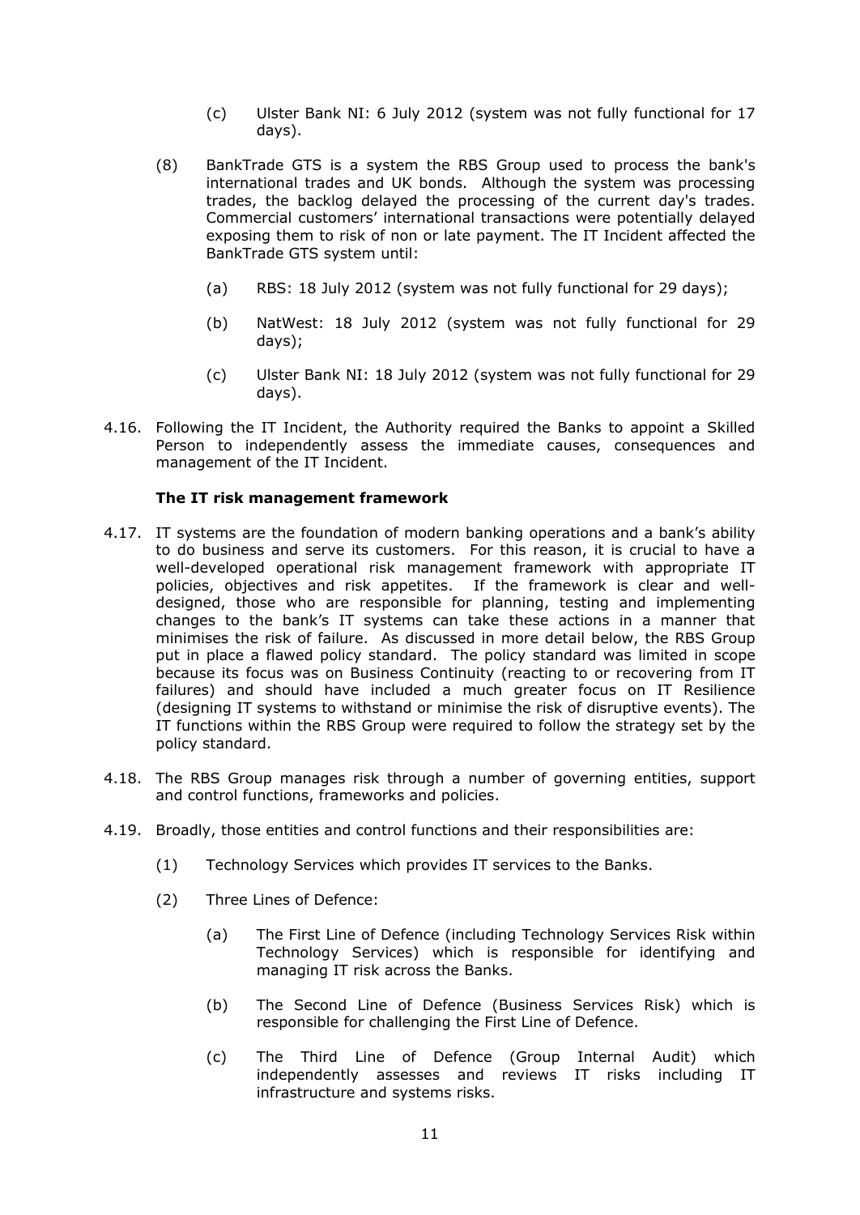(c) Ulster Bank NI: 6 July 2012 (system was not fully functional for 17 days).

(8) BankTrade GTS is a system the RBS Group used to process the bank's international trades and UK bonds. Although the system was processing trades, the backlog delayed the processing of the current day's trades. Commercial customers' international transactions were potentially delayed exposing them to risk of non or late payment. The IT Incident affected the BankTrade GTS system until:

(a) RBS: 18 July 2012 (system was not fully functional for 29 days);

(b) NatWest: 18 July 2012 (system was not fully functional for 29 days);

(c) Ulster Bank NI: 18 July 2012 (system was not fully functional for 29 days).

4.16. Following the IT Incident, the Authority required the Banks to appoint a Skilled Person to independently assess the immediate causes, consequences and management of the IT Incident.

**The IT risk management framework**

4.17. IT systems are the foundation of modern banking operations and a bank's ability to do business and serve its customers. For this reason, it is crucial to have a well-developed operational risk management framework with appropriate IT policies, objectives and risk appetites. If the framework is clear and well-designed, those who are responsible for planning, testing and implementing changes to the bank's IT systems can take these actions in a manner that minimises the risk of failure. As discussed in more detail below, the RBS Group put in place a flawed policy standard. The policy standard was limited in scope because its focus was on Business Continuity (reacting to or recovering from IT failures) and should have included a much greater focus on IT Resilience (designing IT systems to withstand or minimise the risk of disruptive events). The IT functions within the RBS Group were required to follow the strategy set by the policy standard.

4.18. The RBS Group manages risk through a number of governing entities, support and control functions, frameworks and policies.

4.19. Broadly, those entities and control functions and their responsibilities are:

(1) Technology Services which provides IT services to the Banks.

(2) Three Lines of Defence:

(a) The First Line of Defence (including Technology Services Risk within Technology Services) which is responsible for identifying and managing IT risk across the Banks.

(b) The Second Line of Defence (Business Services Risk) which is responsible for challenging the First Line of Defence.

(c) The Third Line of Defence (Group Internal Audit) which independently assesses and reviews IT risks including IT infrastructure and systems risks.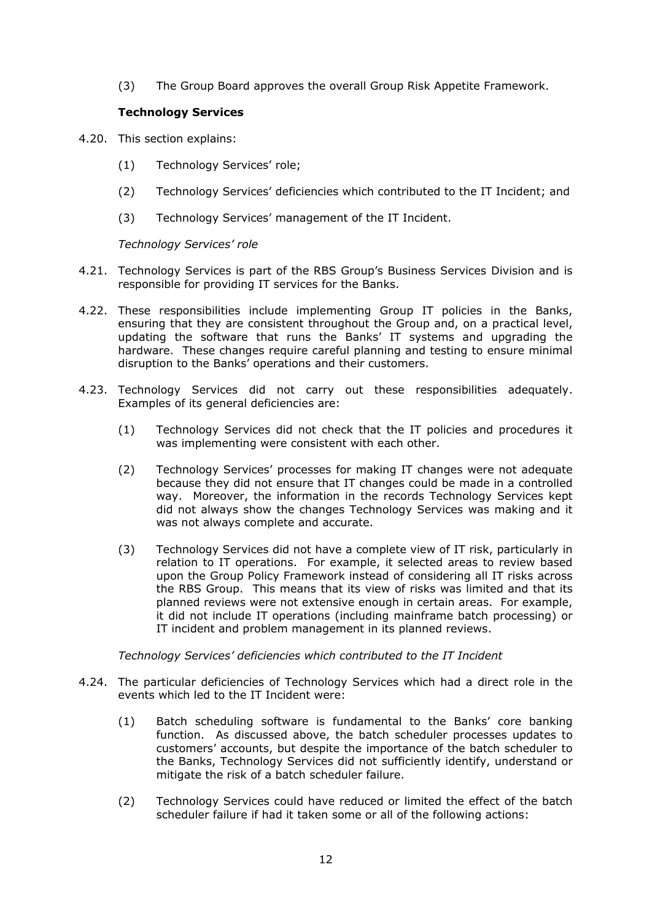(3) The Group Board approves the overall Group Risk Appetite Framework.

**Technology Services**

4.20. This section explains:

(1) Technology Services' role;

(2) Technology Services' deficiencies which contributed to the IT Incident; and

(3) Technology Services' management of the IT Incident.

*Technology Services' role*

4.21. Technology Services is part of the RBS Group's Business Services Division and is responsible for providing IT services for the Banks.

4.22. These responsibilities include implementing Group IT policies in the Banks, ensuring that they are consistent throughout the Group and, on a practical level, updating the software that runs the Banks' IT systems and upgrading the hardware. These changes require careful planning and testing to ensure minimal disruption to the Banks' operations and their customers.

4.23. Technology Services did not carry out these responsibilities adequately. Examples of its general deficiencies are:

(1) Technology Services did not check that the IT policies and procedures it was implementing were consistent with each other.

(2) Technology Services' processes for making IT changes were not adequate because they did not ensure that IT changes could be made in a controlled way. Moreover, the information in the records Technology Services kept did not always show the changes Technology Services was making and it was not always complete and accurate.

(3) Technology Services did not have a complete view of IT risk, particularly in relation to IT operations. For example, it selected areas to review based upon the Group Policy Framework instead of considering all IT risks across the RBS Group. This means that its view of risks was limited and that its planned reviews were not extensive enough in certain areas. For example, it did not include IT operations (including mainframe batch processing) or IT incident and problem management in its planned reviews.

*Technology Services' deficiencies which contributed to the IT Incident*

4.24. The particular deficiencies of Technology Services which had a direct role in the events which led to the IT Incident were:

(1) Batch scheduling software is fundamental to the Banks' core banking function. As discussed above, the batch scheduler processes updates to customers' accounts, but despite the importance of the batch scheduler to the Banks, Technology Services did not sufficiently identify, understand or mitigate the risk of a batch scheduler failure.

(2) Technology Services could have reduced or limited the effect of the batch scheduler failure if had it taken some or all of the following actions: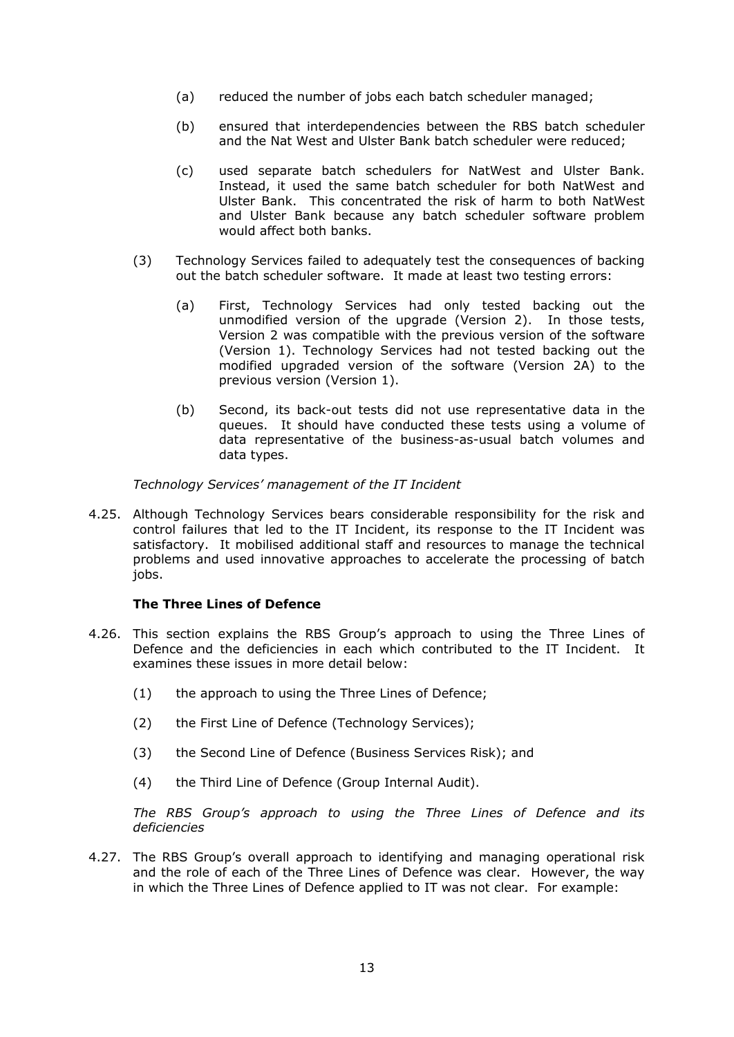(a) reduced the number of jobs each batch scheduler managed;

(b) ensured that interdependencies between the RBS batch scheduler and the Nat West and Ulster Bank batch scheduler were reduced;

(c) used separate batch schedulers for NatWest and Ulster Bank. Instead, it used the same batch scheduler for both NatWest and Ulster Bank. This concentrated the risk of harm to both NatWest and Ulster Bank because any batch scheduler software problem would affect both banks.

(3) Technology Services failed to adequately test the consequences of backing out the batch scheduler software. It made at least two testing errors:

(a) First, Technology Services had only tested backing out the unmodified version of the upgrade (Version 2). In those tests, Version 2 was compatible with the previous version of the software (Version 1). Technology Services had not tested backing out the modified upgraded version of the software (Version 2A) to the previous version (Version 1).

(b) Second, its back-out tests did not use representative data in the queues. It should have conducted these tests using a volume of data representative of the business-as-usual batch volumes and data types.

*Technology Services' management of the IT Incident*

4.25. Although Technology Services bears considerable responsibility for the risk and control failures that led to the IT Incident, its response to the IT Incident was satisfactory. It mobilised additional staff and resources to manage the technical problems and used innovative approaches to accelerate the processing of batch jobs.

**The Three Lines of Defence**

4.26. This section explains the RBS Group's approach to using the Three Lines of Defence and the deficiencies in each which contributed to the IT Incident. It examines these issues in more detail below:

(1) the approach to using the Three Lines of Defence;

(2) the First Line of Defence (Technology Services);

(3) the Second Line of Defence (Business Services Risk); and

(4) the Third Line of Defence (Group Internal Audit).

*The RBS Group's approach to using the Three Lines of Defence and its deficiencies*

4.27. The RBS Group's overall approach to identifying and managing operational risk and the role of each of the Three Lines of Defence was clear. However, the way in which the Three Lines of Defence applied to IT was not clear. For example: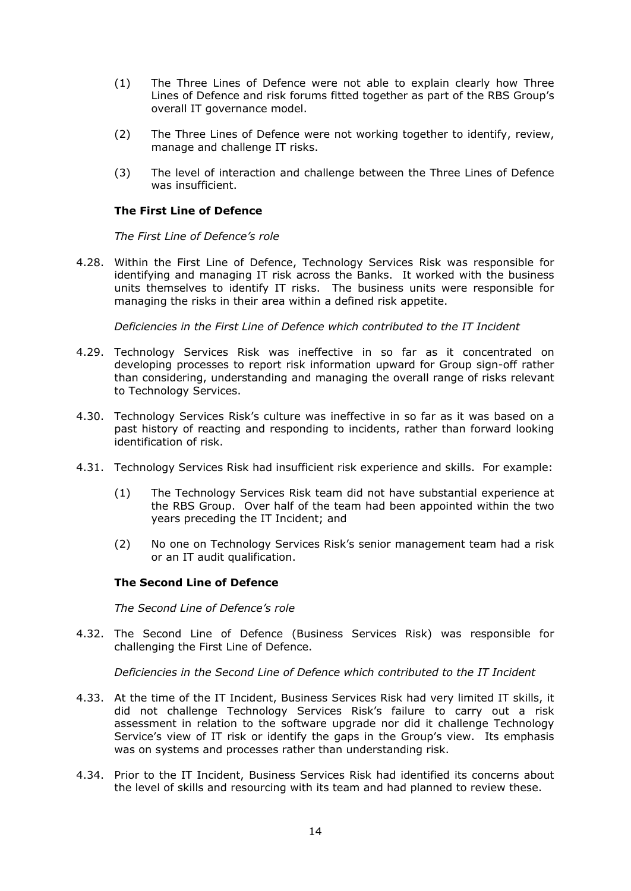(1) The Three Lines of Defence were not able to explain clearly how Three Lines of Defence and risk forums fitted together as part of the RBS Group's overall IT governance model.

(2) The Three Lines of Defence were not working together to identify, review, manage and challenge IT risks.

(3) The level of interaction and challenge between the Three Lines of Defence was insufficient.

**The First Line of Defence**

*The First Line of Defence's role*

4.28. Within the First Line of Defence, Technology Services Risk was responsible for identifying and managing IT risk across the Banks. It worked with the business units themselves to identify IT risks. The business units were responsible for managing the risks in their area within a defined risk appetite.

*Deficiencies in the First Line of Defence which contributed to the IT Incident*

4.29. Technology Services Risk was ineffective in so far as it concentrated on developing processes to report risk information upward for Group sign-off rather than considering, understanding and managing the overall range of risks relevant to Technology Services.

4.30. Technology Services Risk's culture was ineffective in so far as it was based on a past history of reacting and responding to incidents, rather than forward looking identification of risk.

4.31. Technology Services Risk had insufficient risk experience and skills. For example:

(1) The Technology Services Risk team did not have substantial experience at the RBS Group. Over half of the team had been appointed within the two years preceding the IT Incident; and

(2) No one on Technology Services Risk's senior management team had a risk or an IT audit qualification.

**The Second Line of Defence**

*The Second Line of Defence's role*

4.32. The Second Line of Defence (Business Services Risk) was responsible for challenging the First Line of Defence.

*Deficiencies in the Second Line of Defence which contributed to the IT Incident*

4.33. At the time of the IT Incident, Business Services Risk had very limited IT skills, it did not challenge Technology Services Risk's failure to carry out a risk assessment in relation to the software upgrade nor did it challenge Technology Service's view of IT risk or identify the gaps in the Group's view. Its emphasis was on systems and processes rather than understanding risk.

4.34. Prior to the IT Incident, Business Services Risk had identified its concerns about the level of skills and resourcing with its team and had planned to review these.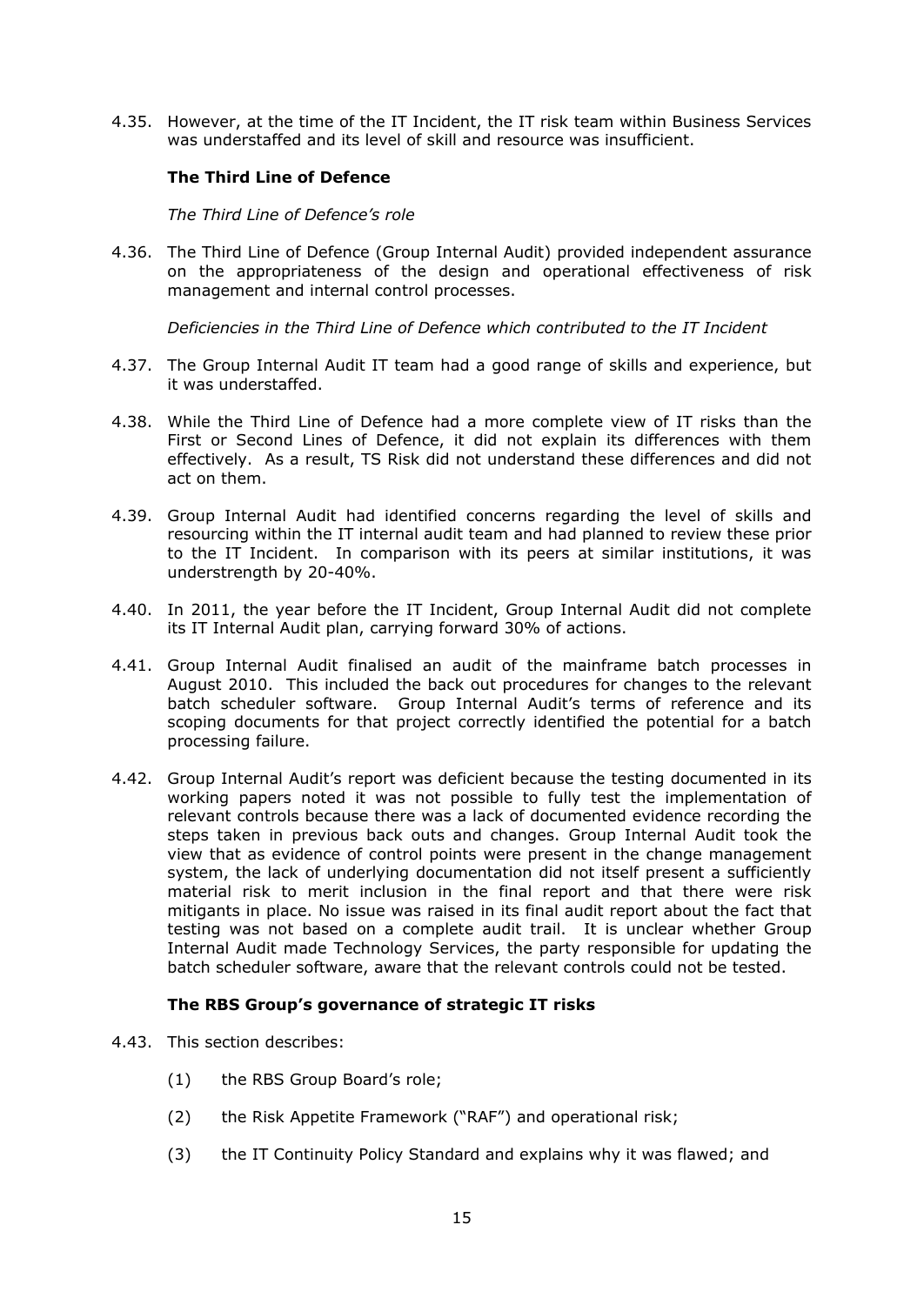4.35. However, at the time of the IT Incident, the IT risk team within Business Services was understaffed and its level of skill and resource was insufficient.

### The Third Line of Defence

*The Third Line of Defence's role*

4.36. The Third Line of Defence (Group Internal Audit) provided independent assurance on the appropriateness of the design and operational effectiveness of risk management and internal control processes.

*Deficiencies in the Third Line of Defence which contributed to the IT Incident*

4.37. The Group Internal Audit IT team had a good range of skills and experience, but it was understaffed.

4.38. While the Third Line of Defence had a more complete view of IT risks than the First or Second Lines of Defence, it did not explain its differences with them effectively. As a result, TS Risk did not understand these differences and did not act on them.

4.39. Group Internal Audit had identified concerns regarding the level of skills and resourcing within the IT internal audit team and had planned to review these prior to the IT Incident. In comparison with its peers at similar institutions, it was understrength by 20-40%.

4.40. In 2011, the year before the IT Incident, Group Internal Audit did not complete its IT Internal Audit plan, carrying forward 30% of actions.

4.41. Group Internal Audit finalised an audit of the mainframe batch processes in August 2010. This included the back out procedures for changes to the relevant batch scheduler software. Group Internal Audit's terms of reference and its scoping documents for that project correctly identified the potential for a batch processing failure.

4.42. Group Internal Audit's report was deficient because the testing documented in its working papers noted it was not possible to fully test the implementation of relevant controls because there was a lack of documented evidence recording the steps taken in previous back outs and changes. Group Internal Audit took the view that as evidence of control points were present in the change management system, the lack of underlying documentation did not itself present a sufficiently material risk to merit inclusion in the final report and that there were risk mitigants in place. No issue was raised in its final audit report about the fact that testing was not based on a complete audit trail. It is unclear whether Group Internal Audit made Technology Services, the party responsible for updating the batch scheduler software, aware that the relevant controls could not be tested.

### The RBS Group's governance of strategic IT risks

4.43. This section describes:

(1) the RBS Group Board's role;

(2) the Risk Appetite Framework ("RAF") and operational risk;

(3) the IT Continuity Policy Standard and explains why it was flawed; and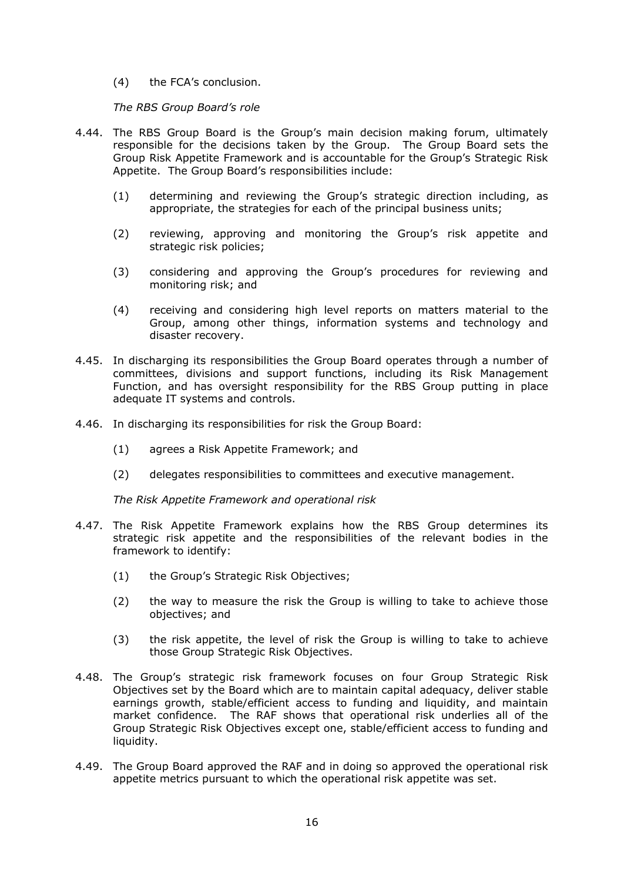(4) the FCA's conclusion.

*The RBS Group Board's role*

4.44. The RBS Group Board is the Group's main decision making forum, ultimately responsible for the decisions taken by the Group. The Group Board sets the Group Risk Appetite Framework and is accountable for the Group's Strategic Risk Appetite. The Group Board's responsibilities include:

(1) determining and reviewing the Group's strategic direction including, as appropriate, the strategies for each of the principal business units;

(2) reviewing, approving and monitoring the Group's risk appetite and strategic risk policies;

(3) considering and approving the Group's procedures for reviewing and monitoring risk; and

(4) receiving and considering high level reports on matters material to the Group, among other things, information systems and technology and disaster recovery.

4.45. In discharging its responsibilities the Group Board operates through a number of committees, divisions and support functions, including its Risk Management Function, and has oversight responsibility for the RBS Group putting in place adequate IT systems and controls.

4.46. In discharging its responsibilities for risk the Group Board:

(1) agrees a Risk Appetite Framework; and

(2) delegates responsibilities to committees and executive management.

*The Risk Appetite Framework and operational risk*

4.47. The Risk Appetite Framework explains how the RBS Group determines its strategic risk appetite and the responsibilities of the relevant bodies in the framework to identify:

(1) the Group's Strategic Risk Objectives;

(2) the way to measure the risk the Group is willing to take to achieve those objectives; and

(3) the risk appetite, the level of risk the Group is willing to take to achieve those Group Strategic Risk Objectives.

4.48. The Group's strategic risk framework focuses on four Group Strategic Risk Objectives set by the Board which are to maintain capital adequacy, deliver stable earnings growth, stable/efficient access to funding and liquidity, and maintain market confidence. The RAF shows that operational risk underlies all of the Group Strategic Risk Objectives except one, stable/efficient access to funding and liquidity.

4.49. The Group Board approved the RAF and in doing so approved the operational risk appetite metrics pursuant to which the operational risk appetite was set.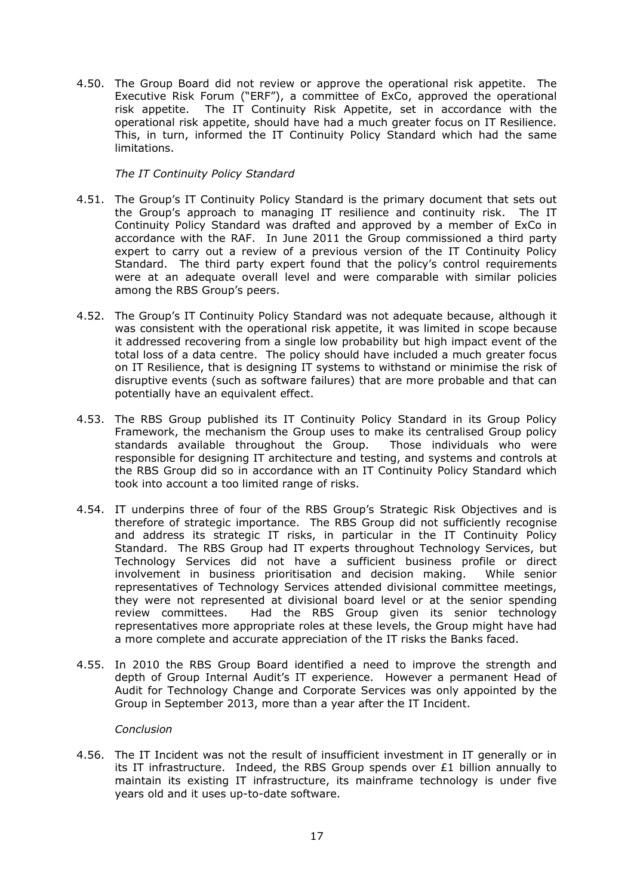4.50. The Group Board did not review or approve the operational risk appetite. The Executive Risk Forum ("ERF"), a committee of ExCo, approved the operational risk appetite. The IT Continuity Risk Appetite, set in accordance with the operational risk appetite, should have had a much greater focus on IT Resilience. This, in turn, informed the IT Continuity Policy Standard which had the same limitations.

*The IT Continuity Policy Standard*

4.51. The Group's IT Continuity Policy Standard is the primary document that sets out the Group's approach to managing IT resilience and continuity risk. The IT Continuity Policy Standard was drafted and approved by a member of ExCo in accordance with the RAF. In June 2011 the Group commissioned a third party expert to carry out a review of a previous version of the IT Continuity Policy Standard. The third party expert found that the policy's control requirements were at an adequate overall level and were comparable with similar policies among the RBS Group's peers.

4.52. The Group's IT Continuity Policy Standard was not adequate because, although it was consistent with the operational risk appetite, it was limited in scope because it addressed recovering from a single low probability but high impact event of the total loss of a data centre. The policy should have included a much greater focus on IT Resilience, that is designing IT systems to withstand or minimise the risk of disruptive events (such as software failures) that are more probable and that can potentially have an equivalent effect.

4.53. The RBS Group published its IT Continuity Policy Standard in its Group Policy Framework, the mechanism the Group uses to make its centralised Group policy standards available throughout the Group. Those individuals who were responsible for designing IT architecture and testing, and systems and controls at the RBS Group did so in accordance with an IT Continuity Policy Standard which took into account a too limited range of risks.

4.54. IT underpins three of four of the RBS Group's Strategic Risk Objectives and is therefore of strategic importance. The RBS Group did not sufficiently recognise and address its strategic IT risks, in particular in the IT Continuity Policy Standard. The RBS Group had IT experts throughout Technology Services, but Technology Services did not have a sufficient business profile or direct involvement in business prioritisation and decision making. While senior representatives of Technology Services attended divisional committee meetings, they were not represented at divisional board level or at the senior spending review committees. Had the RBS Group given its senior technology representatives more appropriate roles at these levels, the Group might have had a more complete and accurate appreciation of the IT risks the Banks faced.

4.55. In 2010 the RBS Group Board identified a need to improve the strength and depth of Group Internal Audit's IT experience. However a permanent Head of Audit for Technology Change and Corporate Services was only appointed by the Group in September 2013, more than a year after the IT Incident.

*Conclusion*

4.56. The IT Incident was not the result of insufficient investment in IT generally or in its IT infrastructure. Indeed, the RBS Group spends over £1 billion annually to maintain its existing IT infrastructure, its mainframe technology is under five years old and it uses up-to-date software.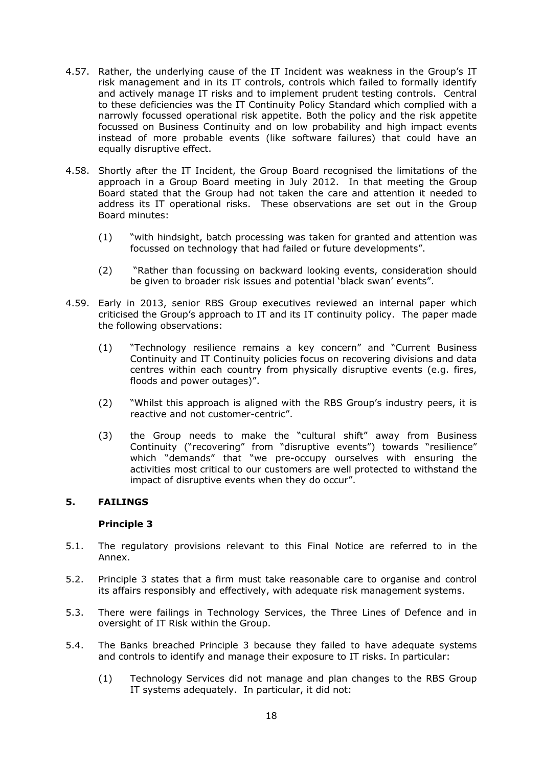4.57. Rather, the underlying cause of the IT Incident was weakness in the Group's IT risk management and in its IT controls, controls which failed to formally identify and actively manage IT risks and to implement prudent testing controls. Central to these deficiencies was the IT Continuity Policy Standard which complied with a narrowly focussed operational risk appetite. Both the policy and the risk appetite focussed on Business Continuity and on low probability and high impact events instead of more probable events (like software failures) that could have an equally disruptive effect.

4.58. Shortly after the IT Incident, the Group Board recognised the limitations of the approach in a Group Board meeting in July 2012. In that meeting the Group Board stated that the Group had not taken the care and attention it needed to address its IT operational risks. These observations are set out in the Group Board minutes:

(1) "with hindsight, batch processing was taken for granted and attention was focussed on technology that had failed or future developments".

(2) "Rather than focussing on backward looking events, consideration should be given to broader risk issues and potential 'black swan' events".

4.59. Early in 2013, senior RBS Group executives reviewed an internal paper which criticised the Group's approach to IT and its IT continuity policy. The paper made the following observations:

(1) "Technology resilience remains a key concern" and "Current Business Continuity and IT Continuity policies focus on recovering divisions and data centres within each country from physically disruptive events (e.g. fires, floods and power outages)".

(2) "Whilst this approach is aligned with the RBS Group's industry peers, it is reactive and not customer-centric".

(3) the Group needs to make the "cultural shift" away from Business Continuity ("recovering" from "disruptive events") towards "resilience" which "demands" that "we pre-occupy ourselves with ensuring the activities most critical to our customers are well protected to withstand the impact of disruptive events when they do occur".

## 5. FAILINGS

### Principle 3

5.1. The regulatory provisions relevant to this Final Notice are referred to in the Annex.

5.2. Principle 3 states that a firm must take reasonable care to organise and control its affairs responsibly and effectively, with adequate risk management systems.

5.3. There were failings in Technology Services, the Three Lines of Defence and in oversight of IT Risk within the Group.

5.4. The Banks breached Principle 3 because they failed to have adequate systems and controls to identify and manage their exposure to IT risks. In particular:

(1) Technology Services did not manage and plan changes to the RBS Group IT systems adequately. In particular, it did not: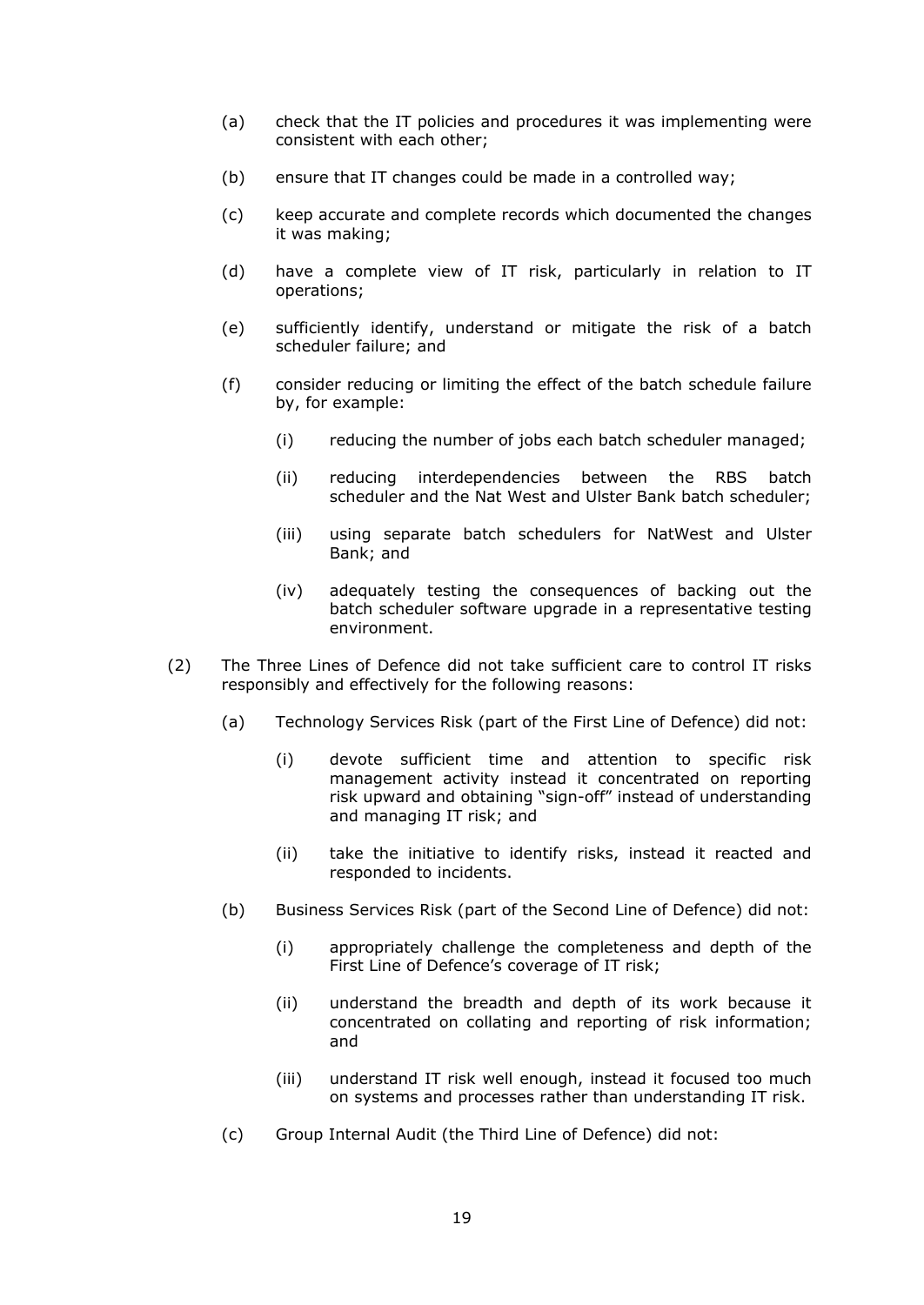(a) check that the IT policies and procedures it was implementing were consistent with each other;

(b) ensure that IT changes could be made in a controlled way;

(c) keep accurate and complete records which documented the changes it was making;

(d) have a complete view of IT risk, particularly in relation to IT operations;

(e) sufficiently identify, understand or mitigate the risk of a batch scheduler failure; and

(f) consider reducing or limiting the effect of the batch schedule failure by, for example:

   (i) reducing the number of jobs each batch scheduler managed;

   (ii) reducing interdependencies between the RBS batch scheduler and the Nat West and Ulster Bank batch scheduler;

   (iii) using separate batch schedulers for NatWest and Ulster Bank; and

   (iv) adequately testing the consequences of backing out the batch scheduler software upgrade in a representative testing environment.

(2) The Three Lines of Defence did not take sufficient care to control IT risks responsibly and effectively for the following reasons:

(a) Technology Services Risk (part of the First Line of Defence) did not:

   (i) devote sufficient time and attention to specific risk management activity instead it concentrated on reporting risk upward and obtaining "sign-off" instead of understanding and managing IT risk; and

   (ii) take the initiative to identify risks, instead it reacted and responded to incidents.

(b) Business Services Risk (part of the Second Line of Defence) did not:

   (i) appropriately challenge the completeness and depth of the First Line of Defence's coverage of IT risk;

   (ii) understand the breadth and depth of its work because it concentrated on collating and reporting of risk information; and

   (iii) understand IT risk well enough, instead it focused too much on systems and processes rather than understanding IT risk.

(c) Group Internal Audit (the Third Line of Defence) did not: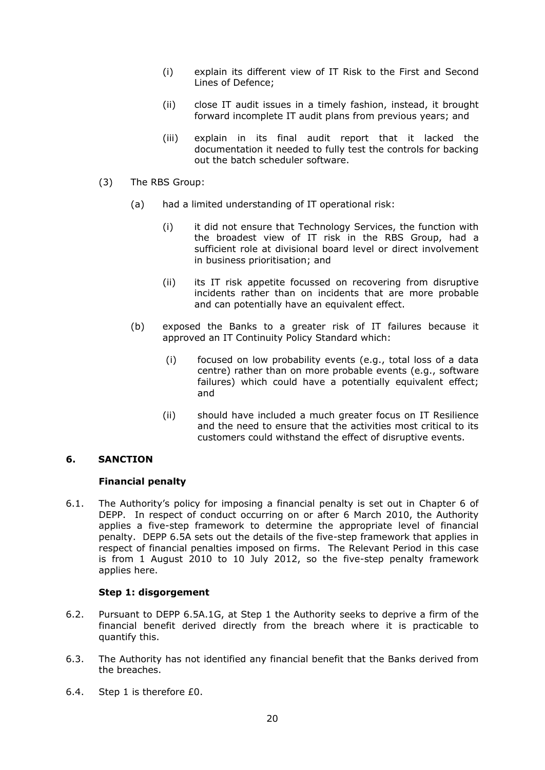(i) explain its different view of IT Risk to the First and Second Lines of Defence;

(ii) close IT audit issues in a timely fashion, instead, it brought forward incomplete IT audit plans from previous years; and

(iii) explain in its final audit report that it lacked the documentation it needed to fully test the controls for backing out the batch scheduler software.

(3) The RBS Group:

(a) had a limited understanding of IT operational risk:

(i) it did not ensure that Technology Services, the function with the broadest view of IT risk in the RBS Group, had a sufficient role at divisional board level or direct involvement in business prioritisation; and

(ii) its IT risk appetite focussed on recovering from disruptive incidents rather than on incidents that are more probable and can potentially have an equivalent effect.

(b) exposed the Banks to a greater risk of IT failures because it approved an IT Continuity Policy Standard which:

(i) focused on low probability events (e.g., total loss of a data centre) rather than on more probable events (e.g., software failures) which could have a potentially equivalent effect; and

(ii) should have included a much greater focus on IT Resilience and the need to ensure that the activities most critical to its customers could withstand the effect of disruptive events.

## 6. SANCTION

### Financial penalty

6.1. The Authority's policy for imposing a financial penalty is set out in Chapter 6 of DEPP. In respect of conduct occurring on or after 6 March 2010, the Authority applies a five-step framework to determine the appropriate level of financial penalty. DEPP 6.5A sets out the details of the five-step framework that applies in respect of financial penalties imposed on firms. The Relevant Period in this case is from 1 August 2010 to 10 July 2012, so the five-step penalty framework applies here.

### Step 1: disgorgement

6.2. Pursuant to DEPP 6.5A.1G, at Step 1 the Authority seeks to deprive a firm of the financial benefit derived directly from the breach where it is practicable to quantify this.

6.3. The Authority has not identified any financial benefit that the Banks derived from the breaches.

6.4. Step 1 is therefore £0.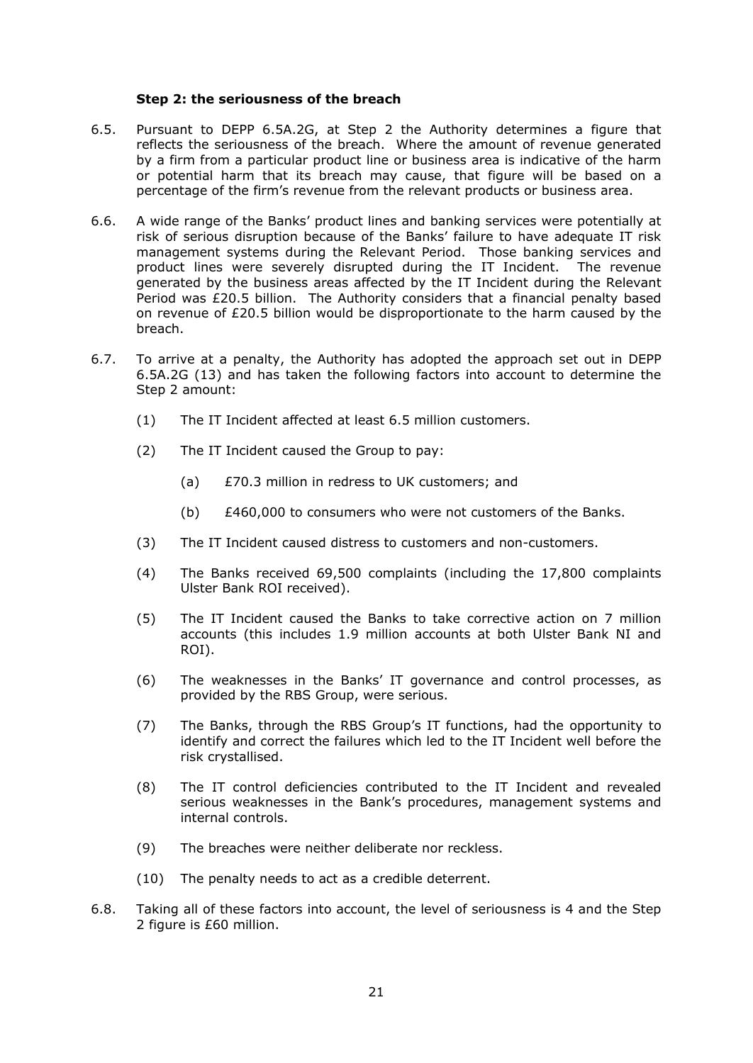### Step 2: the seriousness of the breach

6.5. Pursuant to DEPP 6.5A.2G, at Step 2 the Authority determines a figure that reflects the seriousness of the breach. Where the amount of revenue generated by a firm from a particular product line or business area is indicative of the harm or potential harm that its breach may cause, that figure will be based on a percentage of the firm's revenue from the relevant products or business area.

6.6. A wide range of the Banks' product lines and banking services were potentially at risk of serious disruption because of the Banks' failure to have adequate IT risk management systems during the Relevant Period. Those banking services and product lines were severely disrupted during the IT Incident. The revenue generated by the business areas affected by the IT Incident during the Relevant Period was £20.5 billion. The Authority considers that a financial penalty based on revenue of £20.5 billion would be disproportionate to the harm caused by the breach.

6.7. To arrive at a penalty, the Authority has adopted the approach set out in DEPP 6.5A.2G (13) and has taken the following factors into account to determine the Step 2 amount:

(1) The IT Incident affected at least 6.5 million customers.

(2) The IT Incident caused the Group to pay:

(a) £70.3 million in redress to UK customers; and

(b) £460,000 to consumers who were not customers of the Banks.

(3) The IT Incident caused distress to customers and non-customers.

(4) The Banks received 69,500 complaints (including the 17,800 complaints Ulster Bank ROI received).

(5) The IT Incident caused the Banks to take corrective action on 7 million accounts (this includes 1.9 million accounts at both Ulster Bank NI and ROI).

(6) The weaknesses in the Banks' IT governance and control processes, as provided by the RBS Group, were serious.

(7) The Banks, through the RBS Group's IT functions, had the opportunity to identify and correct the failures which led to the IT Incident well before the risk crystallised.

(8) The IT control deficiencies contributed to the IT Incident and revealed serious weaknesses in the Bank's procedures, management systems and internal controls.

(9) The breaches were neither deliberate nor reckless.

(10) The penalty needs to act as a credible deterrent.

6.8. Taking all of these factors into account, the level of seriousness is 4 and the Step 2 figure is £60 million.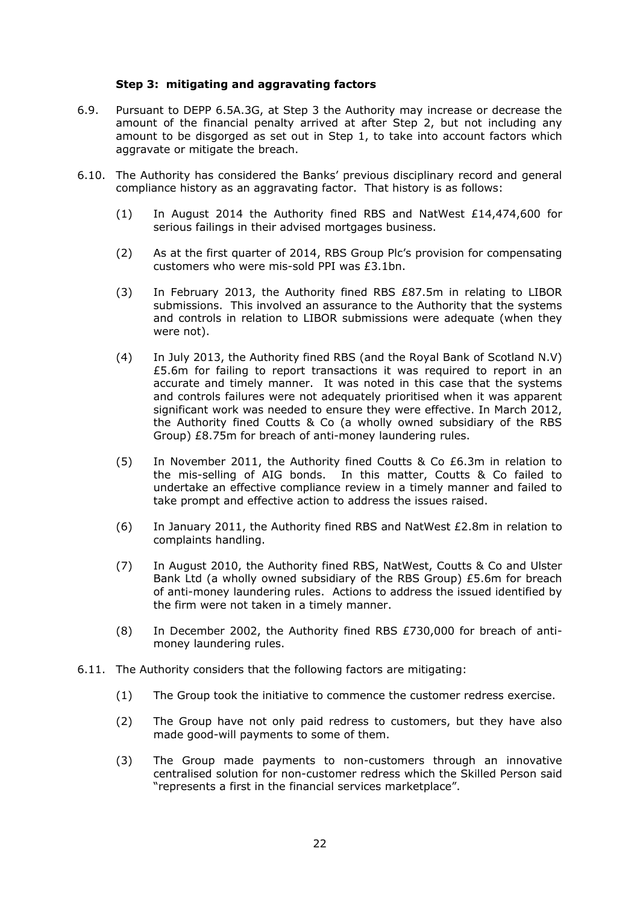**Step 3: mitigating and aggravating factors**

6.9. Pursuant to DEPP 6.5A.3G, at Step 3 the Authority may increase or decrease the amount of the financial penalty arrived at after Step 2, but not including any amount to be disgorged as set out in Step 1, to take into account factors which aggravate or mitigate the breach.

6.10. The Authority has considered the Banks' previous disciplinary record and general compliance history as an aggravating factor. That history is as follows:

(1) In August 2014 the Authority fined RBS and NatWest £14,474,600 for serious failings in their advised mortgages business.

(2) As at the first quarter of 2014, RBS Group Plc's provision for compensating customers who were mis-sold PPI was £3.1bn.

(3) In February 2013, the Authority fined RBS £87.5m in relating to LIBOR submissions. This involved an assurance to the Authority that the systems and controls in relation to LIBOR submissions were adequate (when they were not).

(4) In July 2013, the Authority fined RBS (and the Royal Bank of Scotland N.V) £5.6m for failing to report transactions it was required to report in an accurate and timely manner. It was noted in this case that the systems and controls failures were not adequately prioritised when it was apparent significant work was needed to ensure they were effective. In March 2012, the Authority fined Coutts & Co (a wholly owned subsidiary of the RBS Group) £8.75m for breach of anti-money laundering rules.

(5) In November 2011, the Authority fined Coutts & Co £6.3m in relation to the mis-selling of AIG bonds. In this matter, Coutts & Co failed to undertake an effective compliance review in a timely manner and failed to take prompt and effective action to address the issues raised.

(6) In January 2011, the Authority fined RBS and NatWest £2.8m in relation to complaints handling.

(7) In August 2010, the Authority fined RBS, NatWest, Coutts & Co and Ulster Bank Ltd (a wholly owned subsidiary of the RBS Group) £5.6m for breach of anti-money laundering rules. Actions to address the issued identified by the firm were not taken in a timely manner.

(8) In December 2002, the Authority fined RBS £730,000 for breach of anti-money laundering rules.

6.11. The Authority considers that the following factors are mitigating:

(1) The Group took the initiative to commence the customer redress exercise.

(2) The Group have not only paid redress to customers, but they have also made good-will payments to some of them.

(3) The Group made payments to non-customers through an innovative centralised solution for non-customer redress which the Skilled Person said "represents a first in the financial services marketplace".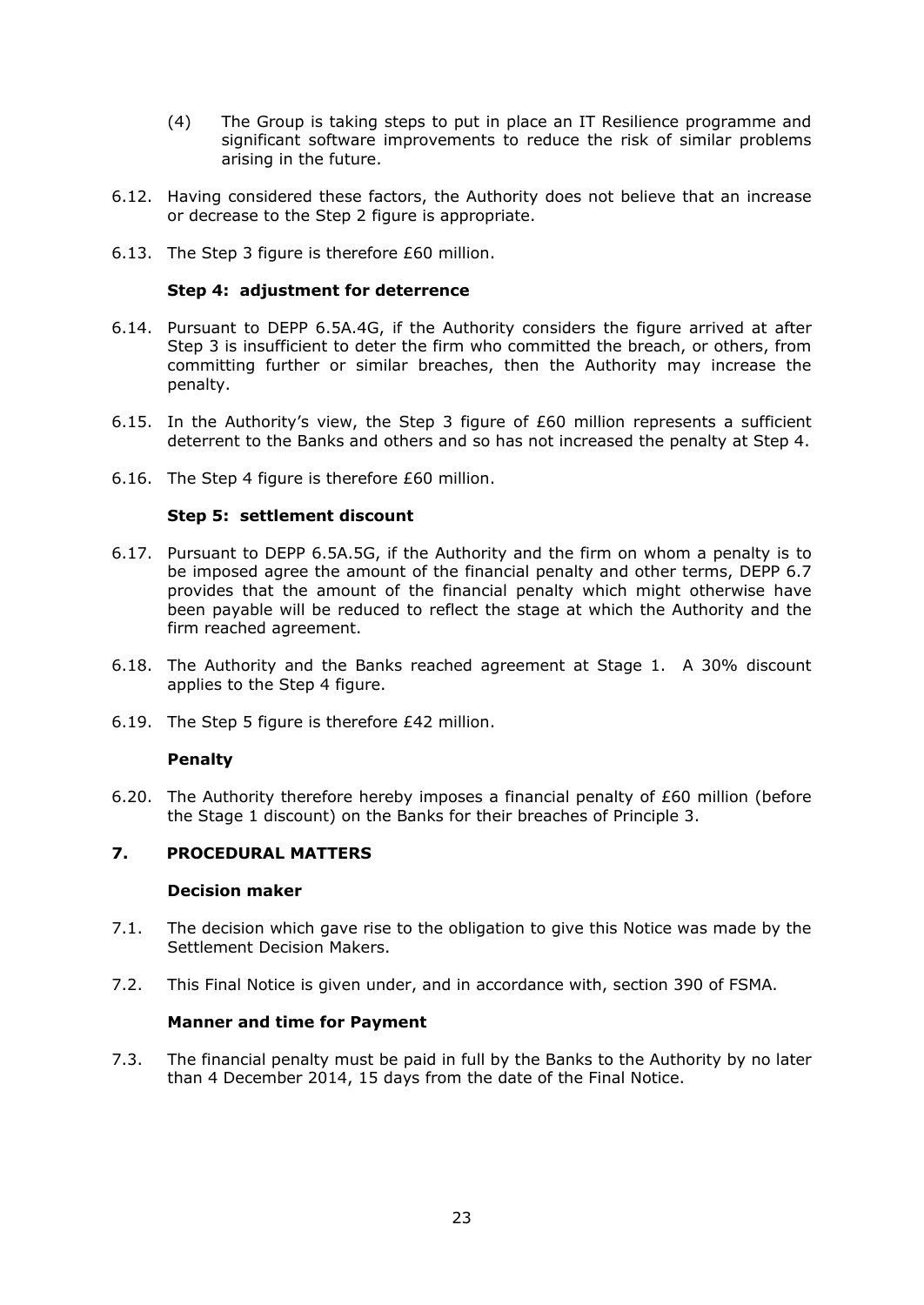(4) The Group is taking steps to put in place an IT Resilience programme and significant software improvements to reduce the risk of similar problems arising in the future.

6.12. Having considered these factors, the Authority does not believe that an increase or decrease to the Step 2 figure is appropriate.

6.13. The Step 3 figure is therefore £60 million.

**Step 4: adjustment for deterrence**

6.14. Pursuant to DEPP 6.5A.4G, if the Authority considers the figure arrived at after Step 3 is insufficient to deter the firm who committed the breach, or others, from committing further or similar breaches, then the Authority may increase the penalty.

6.15. In the Authority's view, the Step 3 figure of £60 million represents a sufficient deterrent to the Banks and others and so has not increased the penalty at Step 4.

6.16. The Step 4 figure is therefore £60 million.

**Step 5: settlement discount**

6.17. Pursuant to DEPP 6.5A.5G, if the Authority and the firm on whom a penalty is to be imposed agree the amount of the financial penalty and other terms, DEPP 6.7 provides that the amount of the financial penalty which might otherwise have been payable will be reduced to reflect the stage at which the Authority and the firm reached agreement.

6.18. The Authority and the Banks reached agreement at Stage 1. A 30% discount applies to the Step 4 figure.

6.19. The Step 5 figure is therefore £42 million.

**Penalty**

6.20. The Authority therefore hereby imposes a financial penalty of £60 million (before the Stage 1 discount) on the Banks for their breaches of Principle 3.

## 7. PROCEDURAL MATTERS

**Decision maker**

7.1. The decision which gave rise to the obligation to give this Notice was made by the Settlement Decision Makers.

7.2. This Final Notice is given under, and in accordance with, section 390 of FSMA.

**Manner and time for Payment**

7.3. The financial penalty must be paid in full by the Banks to the Authority by no later than 4 December 2014, 15 days from the date of the Final Notice.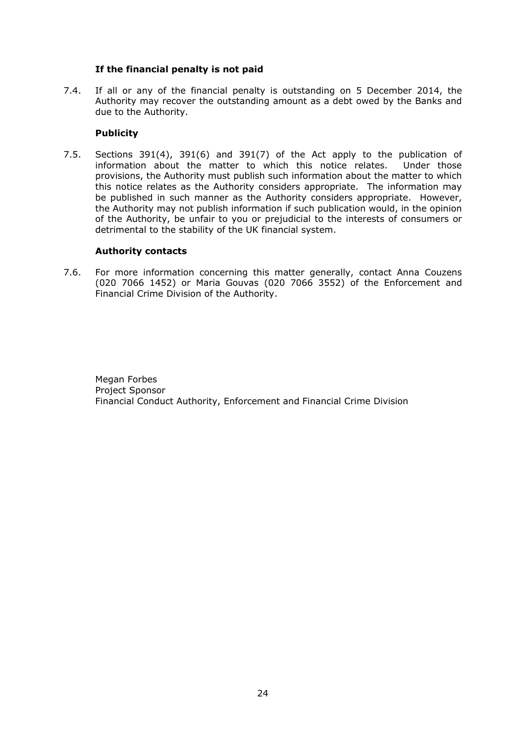**If the financial penalty is not paid**

7.4. If all or any of the financial penalty is outstanding on 5 December 2014, the Authority may recover the outstanding amount as a debt owed by the Banks and due to the Authority.

**Publicity**

7.5. Sections 391(4), 391(6) and 391(7) of the Act apply to the publication of information about the matter to which this notice relates. Under those provisions, the Authority must publish such information about the matter to which this notice relates as the Authority considers appropriate. The information may be published in such manner as the Authority considers appropriate. However, the Authority may not publish information if such publication would, in the opinion of the Authority, be unfair to you or prejudicial to the interests of consumers or detrimental to the stability of the UK financial system.

**Authority contacts**

7.6. For more information concerning this matter generally, contact Anna Couzens (020 7066 1452) or Maria Gouvas (020 7066 3552) of the Enforcement and Financial Crime Division of the Authority.

Megan Forbes
Project Sponsor
Financial Conduct Authority, Enforcement and Financial Crime Division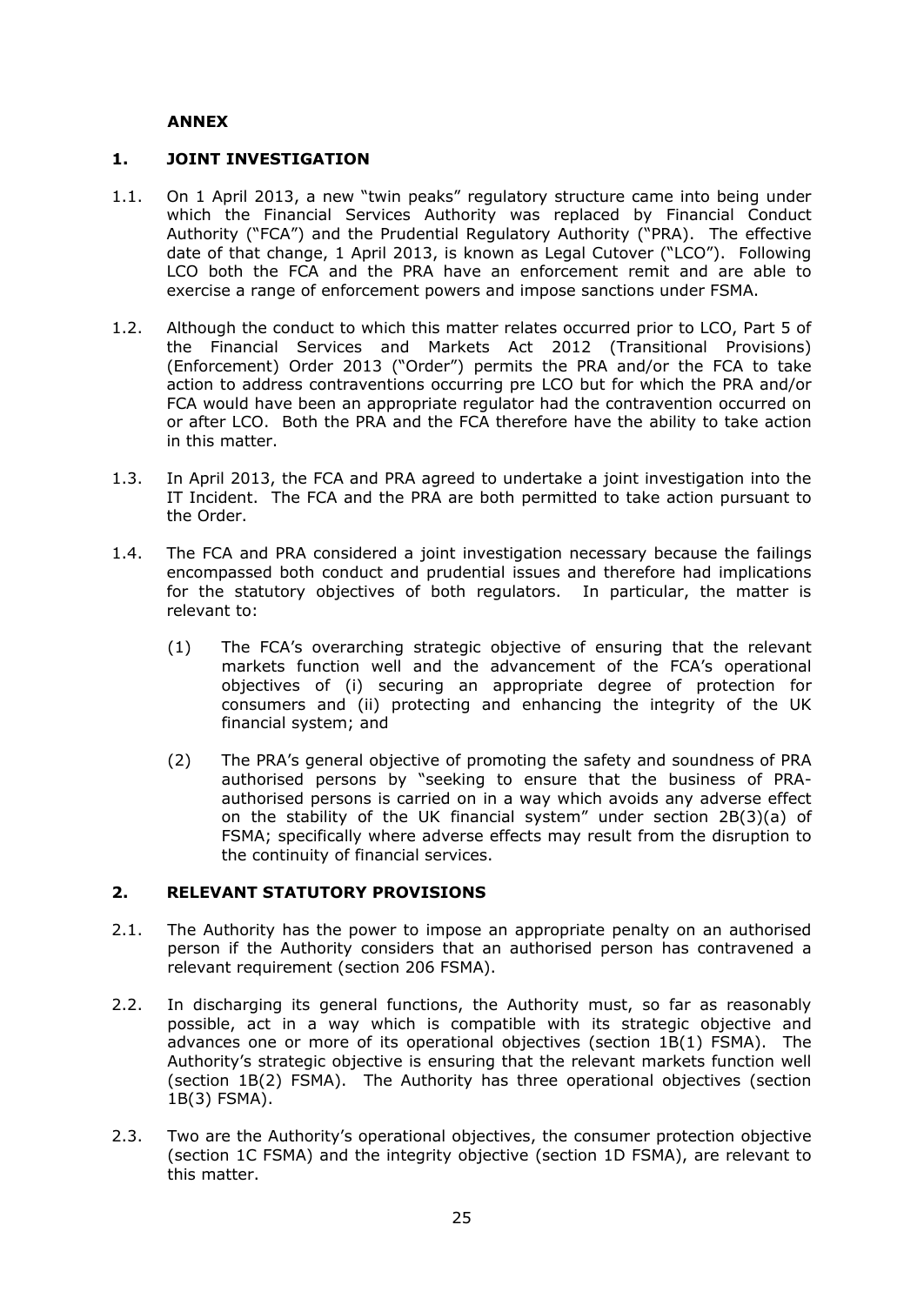## ANNEX

### 1. JOINT INVESTIGATION

1.1. On 1 April 2013, a new "twin peaks" regulatory structure came into being under which the Financial Services Authority was replaced by Financial Conduct Authority ("FCA") and the Prudential Regulatory Authority ("PRA). The effective date of that change, 1 April 2013, is known as Legal Cutover ("LCO"). Following LCO both the FCA and the PRA have an enforcement remit and are able to exercise a range of enforcement powers and impose sanctions under FSMA.

1.2. Although the conduct to which this matter relates occurred prior to LCO, Part 5 of the Financial Services and Markets Act 2012 (Transitional Provisions) (Enforcement) Order 2013 ("Order") permits the PRA and/or the FCA to take action to address contraventions occurring pre LCO but for which the PRA and/or FCA would have been an appropriate regulator had the contravention occurred on or after LCO. Both the PRA and the FCA therefore have the ability to take action in this matter.

1.3. In April 2013, the FCA and PRA agreed to undertake a joint investigation into the IT Incident. The FCA and the PRA are both permitted to take action pursuant to the Order.

1.4. The FCA and PRA considered a joint investigation necessary because the failings encompassed both conduct and prudential issues and therefore had implications for the statutory objectives of both regulators. In particular, the matter is relevant to:

(1) The FCA's overarching strategic objective of ensuring that the relevant markets function well and the advancement of the FCA's operational objectives of (i) securing an appropriate degree of protection for consumers and (ii) protecting and enhancing the integrity of the UK financial system; and

(2) The PRA's general objective of promoting the safety and soundness of PRA authorised persons by "seeking to ensure that the business of PRA-authorised persons is carried on in a way which avoids any adverse effect on the stability of the UK financial system" under section 2B(3)(a) of FSMA; specifically where adverse effects may result from the disruption to the continuity of financial services.

### 2. RELEVANT STATUTORY PROVISIONS

2.1. The Authority has the power to impose an appropriate penalty on an authorised person if the Authority considers that an authorised person has contravened a relevant requirement (section 206 FSMA).

2.2. In discharging its general functions, the Authority must, so far as reasonably possible, act in a way which is compatible with its strategic objective and advances one or more of its operational objectives (section 1B(1) FSMA). The Authority's strategic objective is ensuring that the relevant markets function well (section 1B(2) FSMA). The Authority has three operational objectives (section 1B(3) FSMA).

2.3. Two are the Authority's operational objectives, the consumer protection objective (section 1C FSMA) and the integrity objective (section 1D FSMA), are relevant to this matter.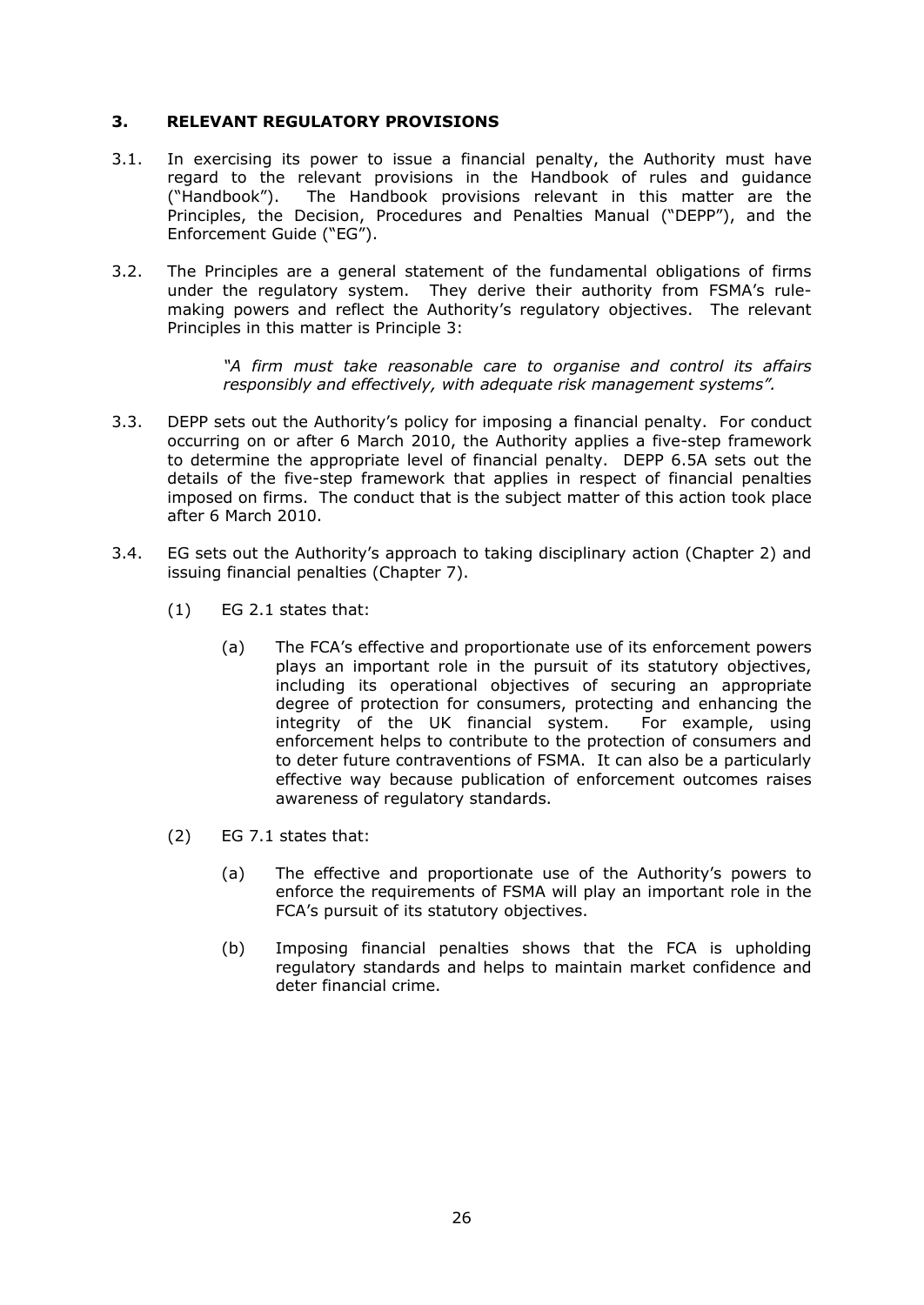## 3. RELEVANT REGULATORY PROVISIONS

3.1. In exercising its power to issue a financial penalty, the Authority must have regard to the relevant provisions in the Handbook of rules and guidance ("Handbook"). The Handbook provisions relevant in this matter are the Principles, the Decision, Procedures and Penalties Manual ("DEPP"), and the Enforcement Guide ("EG").

3.2. The Principles are a general statement of the fundamental obligations of firms under the regulatory system. They derive their authority from FSMA's rule-making powers and reflect the Authority's regulatory objectives. The relevant Principles in this matter is Principle 3:

> *"A firm must take reasonable care to organise and control its affairs responsibly and effectively, with adequate risk management systems".*

3.3. DEPP sets out the Authority's policy for imposing a financial penalty. For conduct occurring on or after 6 March 2010, the Authority applies a five-step framework to determine the appropriate level of financial penalty. DEPP 6.5A sets out the details of the five-step framework that applies in respect of financial penalties imposed on firms. The conduct that is the subject matter of this action took place after 6 March 2010.

3.4. EG sets out the Authority's approach to taking disciplinary action (Chapter 2) and issuing financial penalties (Chapter 7).

(1) EG 2.1 states that:

(a) The FCA's effective and proportionate use of its enforcement powers plays an important role in the pursuit of its statutory objectives, including its operational objectives of securing an appropriate degree of protection for consumers, protecting and enhancing the integrity of the UK financial system. For example, using enforcement helps to contribute to the protection of consumers and to deter future contraventions of FSMA. It can also be a particularly effective way because publication of enforcement outcomes raises awareness of regulatory standards.

(2) EG 7.1 states that:

(a) The effective and proportionate use of the Authority's powers to enforce the requirements of FSMA will play an important role in the FCA's pursuit of its statutory objectives.

(b) Imposing financial penalties shows that the FCA is upholding regulatory standards and helps to maintain market confidence and deter financial crime.